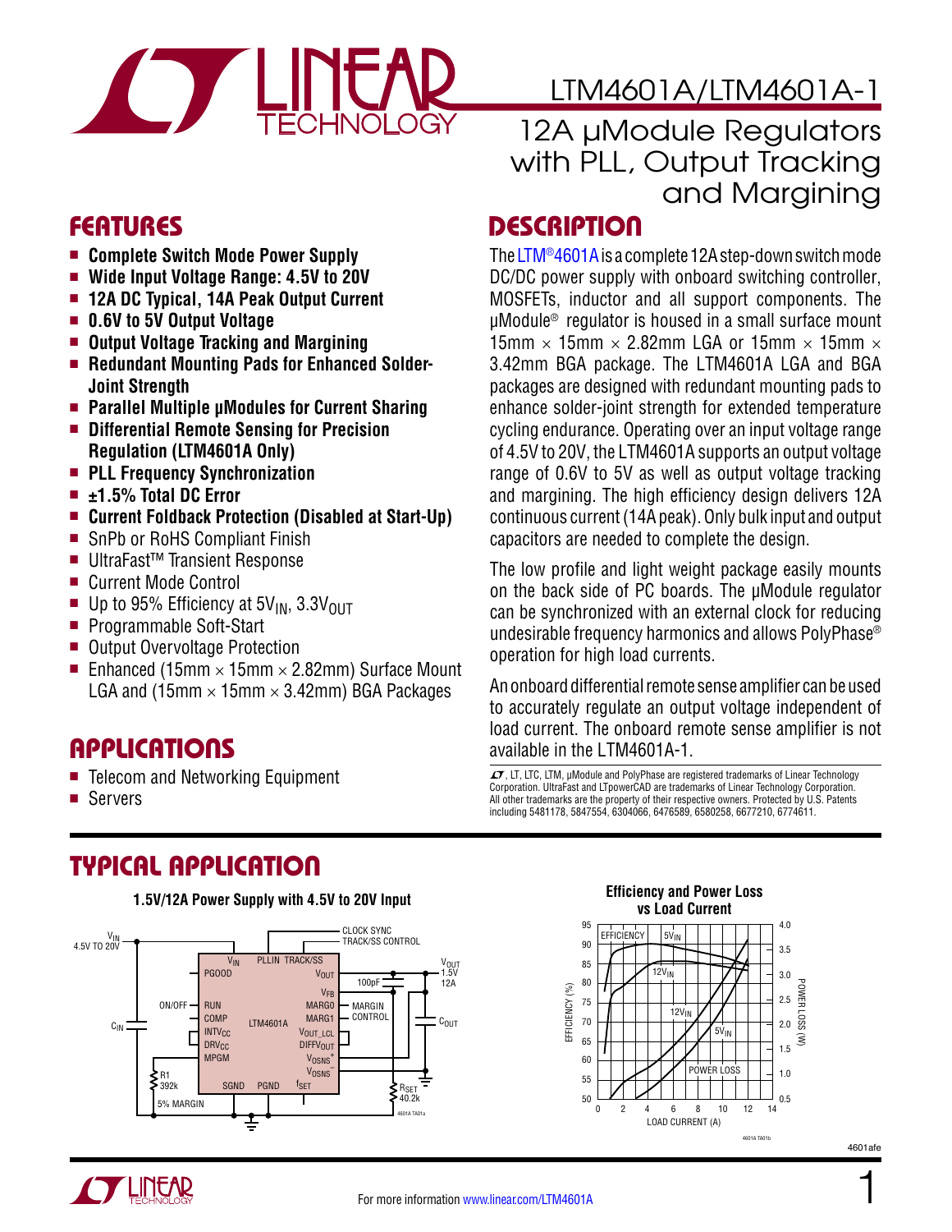# LTM4601A/LTM4601A-1

## 12A µModule Regulators with PLL, Output Tracking and Margining

## FEATURES

- **Complete Switch Mode Power Supply**
- **Wide Input Voltage Range: 4.5V to 20V**
- **12A DC Typical, 14A Peak Output Current**
- **0.6V to 5V Output Voltage**
- **Output Voltage Tracking and Margining**
- **Redundant Mounting Pads for Enhanced Solder-Joint Strength**
- **Parallel Multiple µModules for Current Sharing**
- **Differential Remote Sensing for Precision Regulation (LTM4601A Only)**
- **PLL Frequency Synchronization**
- **±1.5% Total DC Error**
- **Current Foldback Protection (Disabled at Start-Up)**
- SnPb or RoHS Compliant Finish
- UltraFast™ Transient Response
- Current Mode Control
- Up to 95% Efficiency at $5V_{IN}$, $3.3V_{OUT}$
- Programmable Soft-Start
- Output Overvoltage Protection
- Enhanced (15mm × 15mm × 2.82mm) Surface Mount LGA and (15mm × 15mm × 3.42mm) BGA Packages

## APPLICATIONS

- Telecom and Networking Equipment
- Servers

## DESCRIPTION

The LTM®4601A is a complete 12A step-down switch mode DC/DC power supply with onboard switching controller, MOSFETs, inductor and all support components. The µModule® regulator is housed in a small surface mount 15mm × 15mm × 2.82mm LGA or 15mm × 15mm × 3.42mm BGA package. The LTM4601A LGA and BGA packages are designed with redundant mounting pads to enhance solder-joint strength for extended temperature cycling endurance. Operating over an input voltage range of 4.5V to 20V, the LTM4601A supports an output voltage range of 0.6V to 5V as well as output voltage tracking and margining. The high efficiency design delivers 12A continuous current (14A peak). Only bulk input and output capacitors are needed to complete the design.

The low profile and light weight package easily mounts on the back side of PC boards. The µModule regulator can be synchronized with an external clock for reducing undesirable frequency harmonics and allows PolyPhase® operation for high load currents.

An onboard differential remote sense amplifier can be used to accurately regulate an output voltage independent of load current. The onboard remote sense amplifier is not available in the LTM4601A-1.

LT, LTC, LTM, µModule and PolyPhase are registered trademarks of Linear Technology Corporation. UltraFast and LTpowerCAD are trademarks of Linear Technology Corporation. All other trademarks are the property of their respective owners. Protected by U.S. Patents including 5481178, 5847554, 6304066, 6476589, 6580258, 6677210, 6774611.

## TYPICAL APPLICATION

**1.5V/12A Power Supply with 4.5V to 20V Input**

**Efficiency and Power Loss vs Load Current**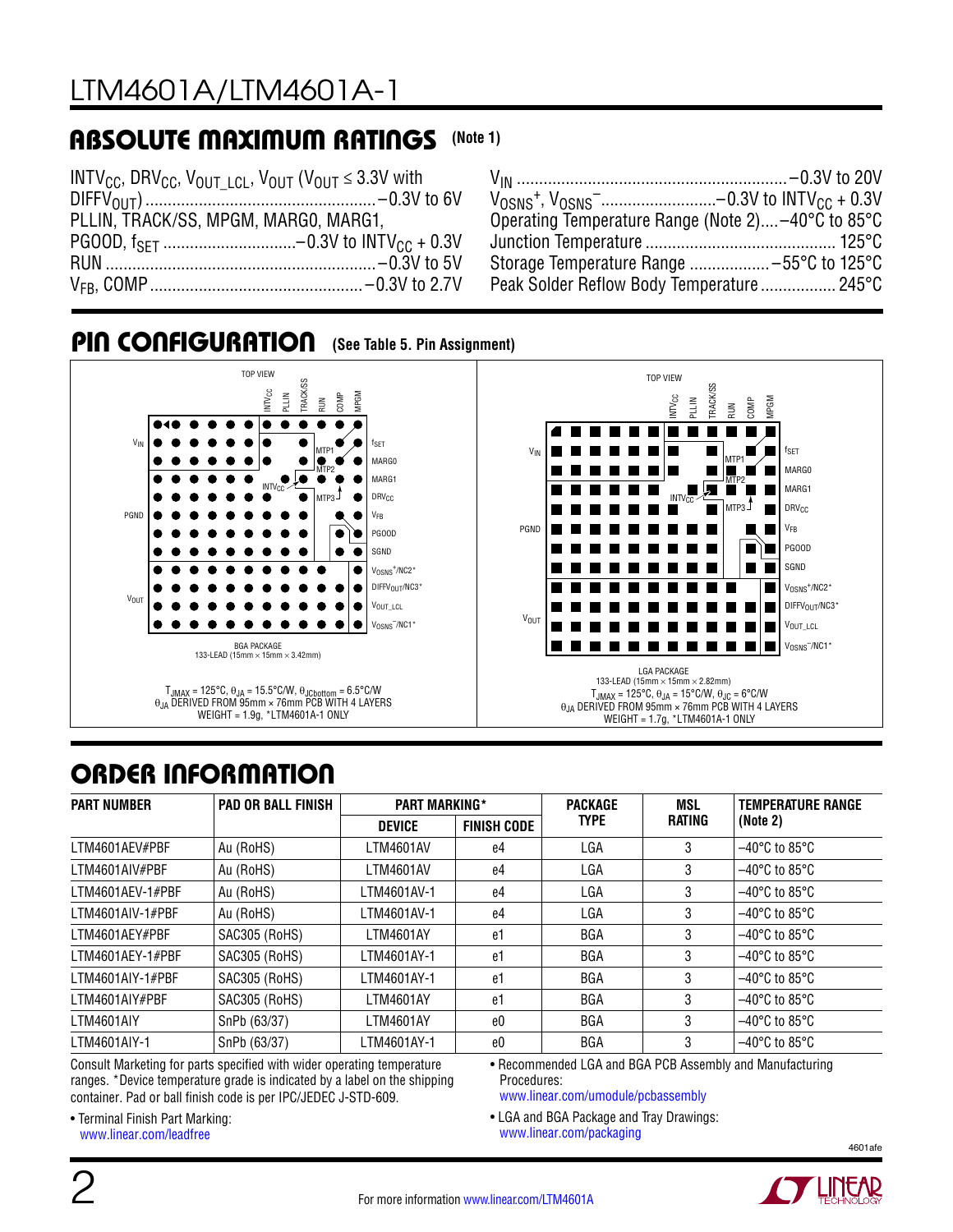## ABSOLUTE MAXIMUM RATINGS (Note 1)

$INTV_{CC}$, $DRV_{CC}$, $V_{OUT\_LCL}$, $V_{OUT}$ ($V_{OUT} \leq 3.3V$ with $DIFFV_{OUT}$) ....................................................−0.3V to 6V
PLLIN, TRACK/SS, MPGM, MARG0, MARG1, PGOOD, $f_{SET}$ ............................−0.3V to $INTV_{CC}$ + 0.3V
RUN ............................................................−0.3V to 5V
$V_{FB}$, COMP ...............................................−0.3V to 2.7V
$V_{IN}$ ............................................................−0.3V to 20V
$V_{OSNS}^+$, $V_{OSNS}^-$..........................−0.3V to $INTV_{CC}$ + 0.3V
Operating Temperature Range (Note 2)....−40°C to 85°C
Junction Temperature ........................................... 125°C
Storage Temperature Range ..................−55°C to 125°C
Peak Solder Reflow Body Temperature ................. 245°C

## PIN CONFIGURATION (See Table 5. Pin Assignment)

BGA PACKAGE
133-LEAD (15mm × 15mm × 3.42mm)

$T_{JMAX}$ = 125°C, $\theta_{JA}$ = 15.5°C/W, $\theta_{JCbottom}$ = 6.5°C/W
$\theta_{JA}$ DERIVED FROM 95mm × 76mm PCB WITH 4 LAYERS
WEIGHT = 1.9g, *LTM4601A-1 ONLY

LGA PACKAGE
133-LEAD (15mm × 15mm × 2.82mm)

$T_{JMAX}$ = 125°C, $\theta_{JA}$ = 15°C/W, $\theta_{JC}$ = 6°C/W
$\theta_{JA}$ DERIVED FROM 95mm × 76mm PCB WITH 4 LAYERS
WEIGHT = 1.7g, *LTM4601A-1 ONLY

## ORDER INFORMATION

| PART NUMBER | PAD OR BALL FINISH | PART MARKING* | | PACKAGE TYPE | MSL RATING | TEMPERATURE RANGE (Note 2) |
|---|---|---|---|---|---|---|
| | | DEVICE | FINISH CODE | | | |
| LTM4601AEV#PBF | Au (RoHS) | LTM4601AV | e4 | LGA | 3 | –40°C to 85°C |
| LTM4601AIV#PBF | Au (RoHS) | LTM4601AV | e4 | LGA | 3 | –40°C to 85°C |
| LTM4601AEV-1#PBF | Au (RoHS) | LTM4601AV-1 | e4 | LGA | 3 | –40°C to 85°C |
| LTM4601AIV-1#PBF | Au (RoHS) | LTM4601AV-1 | e4 | LGA | 3 | –40°C to 85°C |
| LTM4601AEY#PBF | SAC305 (RoHS) | LTM4601AY | e1 | BGA | 3 | –40°C to 85°C |
| LTM4601AEY-1#PBF | SAC305 (RoHS) | LTM4601AY-1 | e1 | BGA | 3 | –40°C to 85°C |
| LTM4601AIY-1#PBF | SAC305 (RoHS) | LTM4601AY-1 | e1 | BGA | 3 | –40°C to 85°C |
| LTM4601AIY#PBF | SAC305 (RoHS) | LTM4601AY | e1 | BGA | 3 | –40°C to 85°C |
| LTM4601AIY | SnPb (63/37) | LTM4601AY | e0 | BGA | 3 | –40°C to 85°C |
| LTM4601AIY-1 | SnPb (63/37) | LTM4601AY-1 | e0 | BGA | 3 | –40°C to 85°C |

Consult Marketing for parts specified with wider operating temperature ranges. *Device temperature grade is indicated by a label on the shipping container. Pad or ball finish code is per IPC/JEDEC J-STD-609.

- Terminal Finish Part Marking: www.linear.com/leadfree
- Recommended LGA and BGA PCB Assembly and Manufacturing Procedures: www.linear.com/umodule/pcbassembly
- LGA and BGA Package and Tray Drawings: www.linear.com/packaging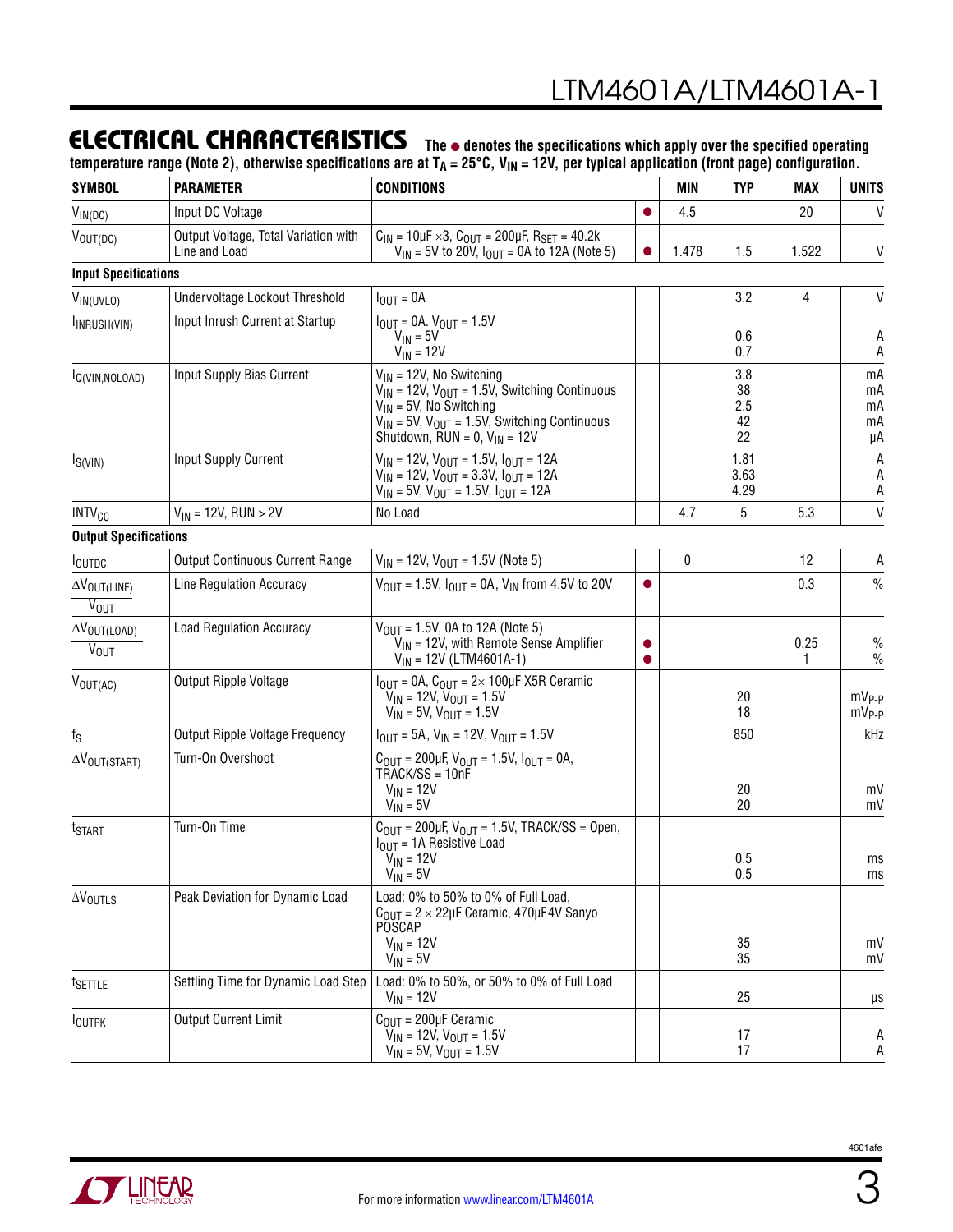## ELECTRICAL CHARACTERISTICS

**The ● denotes the specifications which apply over the specified operating temperature range (Note 2), otherwise specifications are at $T_A$ = 25°C, $V_{IN}$ = 12V, per typical application (front page) configuration.**

| SYMBOL | PARAMETER | CONDITIONS | | MIN | TYP | MAX | UNITS |
|---|---|---|---|---|---|---|---|
| $V_{IN(DC)}$ | Input DC Voltage | | ● | 4.5 | | 20 | V |
| $V_{OUT(DC)}$ | Output Voltage, Total Variation with Line and Load | $C_{IN}$ = 10µF ×3, $C_{OUT}$ = 200µF, $R_{SET}$ = 40.2k<br>$V_{IN}$ = 5V to 20V, $I_{OUT}$ = 0A to 12A (Note 5) | ● | 1.478 | 1.5 | 1.522 | V |
| **Input Specifications** | | | | | | | |
| $V_{IN(UVLO)}$ | Undervoltage Lockout Threshold | $I_{OUT}$ = 0A | | | 3.2 | 4 | V |
| $I_{INRUSH(VIN)}$ | Input Inrush Current at Startup | $I_{OUT}$ = 0A. $V_{OUT}$ = 1.5V<br>$V_{IN}$ = 5V<br>$V_{IN}$ = 12V | | | <br>0.6<br>0.7 | | <br>A<br>A |
| $I_{Q(VIN,NOLOAD)}$ | Input Supply Bias Current | $V_{IN}$ = 12V, No Switching<br>$V_{IN}$ = 12V, $V_{OUT}$ = 1.5V, Switching Continuous<br>$V_{IN}$ = 5V, No Switching<br>$V_{IN}$ = 5V, $V_{OUT}$ = 1.5V, Switching Continuous<br>Shutdown, RUN = 0, $V_{IN}$ = 12V | | | 3.8<br>38<br>2.5<br>42<br>22 | | mA<br>mA<br>mA<br>mA<br>µA |
| $I_{S(VIN)}$ | Input Supply Current | $V_{IN}$ = 12V, $V_{OUT}$ = 1.5V, $I_{OUT}$ = 12A<br>$V_{IN}$ = 12V, $V_{OUT}$ = 3.3V, $I_{OUT}$ = 12A<br>$V_{IN}$ = 5V, $V_{OUT}$ = 1.5V, $I_{OUT}$ = 12A | | | 1.81<br>3.63<br>4.29 | | A<br>A<br>A |
| $INTV_{CC}$ | $V_{IN}$ = 12V, RUN > 2V | No Load | | 4.7 | 5 | 5.3 | V |
| **Output Specifications** | | | | | | | |
| $I_{OUTDC}$ | Output Continuous Current Range | $V_{IN}$ = 12V, $V_{OUT}$ = 1.5V (Note 5) | | 0 | | 12 | A |
| $\frac{\Delta V_{OUT(LINE)}}{V_{OUT}}$ | Line Regulation Accuracy | $V_{OUT}$ = 1.5V, $I_{OUT}$ = 0A, $V_{IN}$ from 4.5V to 20V | ● | | | 0.3 | % |
| $\frac{\Delta V_{OUT(LOAD)}}{V_{OUT}}$ | Load Regulation Accuracy | $V_{OUT}$ = 1.5V, 0A to 12A (Note 5)<br>$V_{IN}$ = 12V, with Remote Sense Amplifier<br>$V_{IN}$ = 12V (LTM4601A-1) | <br>●<br>● | | | <br>0.25<br>1 | <br>%<br>% |
| $V_{OUT(AC)}$ | Output Ripple Voltage | $I_{OUT}$ = 0A, $C_{OUT}$ = 2× 100µF X5R Ceramic<br>$V_{IN}$ = 12V, $V_{OUT}$ = 1.5V<br>$V_{IN}$ = 5V, $V_{OUT}$ = 1.5V | | | <br>20<br>18 | | <br>$mV_{P-P}$<br>$mV_{P-P}$ |
| $f_S$ | Output Ripple Voltage Frequency | $I_{OUT}$ = 5A, $V_{IN}$ = 12V, $V_{OUT}$ = 1.5V | | | 850 | | kHz |
| $\Delta V_{OUT(START)}$ | Turn-On Overshoot | $C_{OUT}$ = 200µF, $V_{OUT}$ = 1.5V, $I_{OUT}$ = 0A, TRACK/SS = 10nF<br>$V_{IN}$ = 12V<br>$V_{IN}$ = 5V | | | <br>20<br>20 | | <br>mV<br>mV |
| $t_{START}$ | Turn-On Time | $C_{OUT}$ = 200µF, $V_{OUT}$ = 1.5V, TRACK/SS = Open, $I_{OUT}$ = 1A Resistive Load<br>$V_{IN}$ = 12V<br>$V_{IN}$ = 5V | | | <br>0.5<br>0.5 | | <br>ms<br>ms |
| $\Delta V_{OUTLS}$ | Peak Deviation for Dynamic Load | Load: 0% to 50% to 0% of Full Load, $C_{OUT}$ = 2 × 22µF Ceramic, 470µF4V Sanyo POSCAP<br>$V_{IN}$ = 12V<br>$V_{IN}$ = 5V | | | <br>35<br>35 | | <br>mV<br>mV |
| $t_{SETTLE}$ | Settling Time for Dynamic Load Step | Load: 0% to 50%, or 50% to 0% of Full Load<br>$V_{IN}$ = 12V | | | <br>25 | | <br>µs |
| $I_{OUTPK}$ | Output Current Limit | $C_{OUT}$ = 200µF Ceramic<br>$V_{IN}$ = 12V, $V_{OUT}$ = 1.5V<br>$V_{IN}$ = 5V, $V_{OUT}$ = 1.5V | | | <br>17<br>17 | | <br>A<br>A |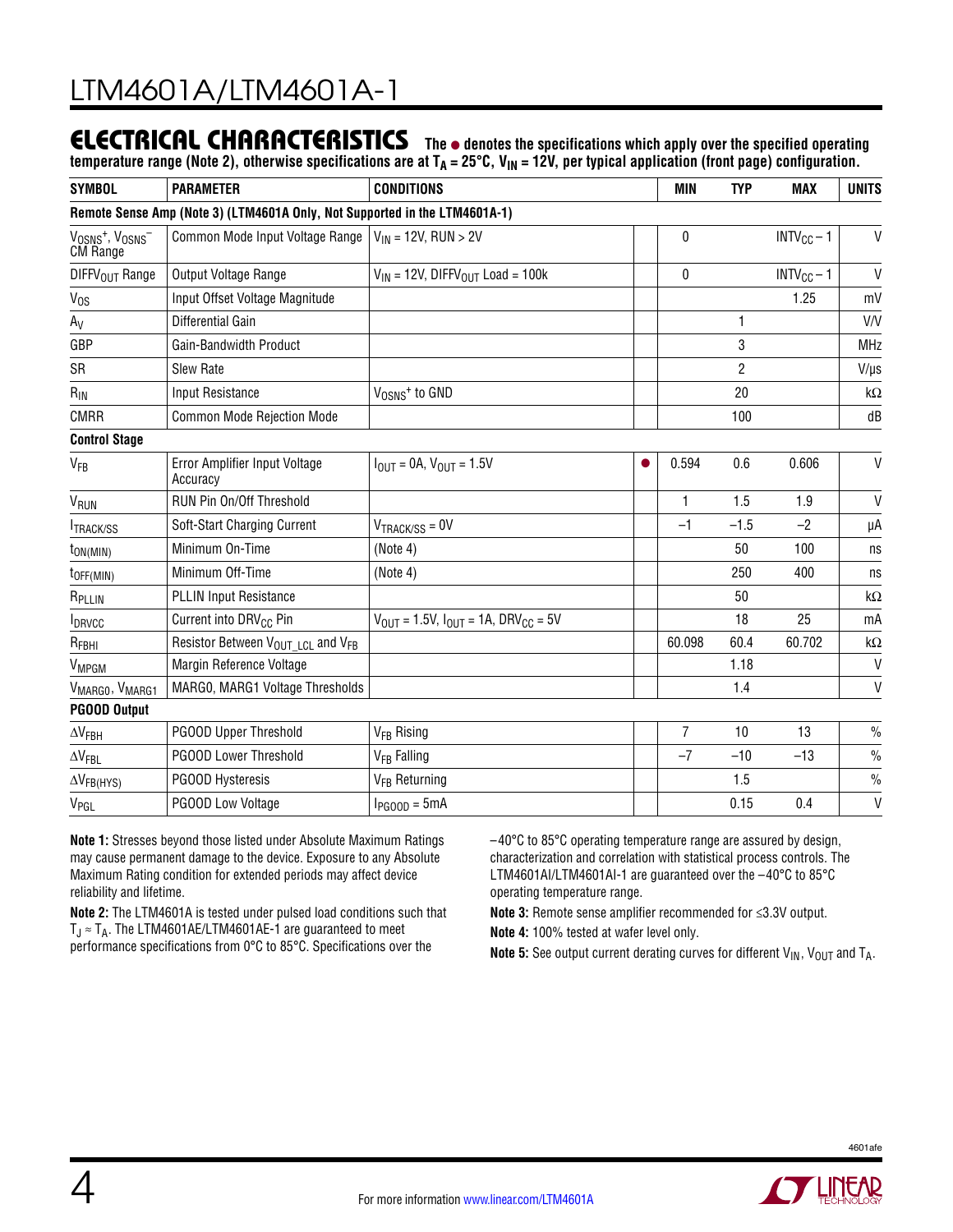## ELECTRICAL CHARACTERISTICS

**The ● denotes the specifications which apply over the specified operating temperature range (Note 2), otherwise specifications are at $T_A = 25°C$, $V_{IN} = 12V$, per typical application (front page) configuration.**

| SYMBOL | PARAMETER | CONDITIONS | | MIN | TYP | MAX | UNITS |
|---|---|---|---|---|---|---|---|
| **Remote Sense Amp (Note 3) (LTM4601A Only, Not Supported in the LTM4601A-1)** | | | | | | | |
| $V_{OSNS}^+$, $V_{OSNS}^-$ CM Range | Common Mode Input Voltage Range | $V_{IN} = 12V$, RUN > 2V | | 0 | | $INTV_{CC} – 1$ | V |
| $DIFFV_{OUT}$ Range | Output Voltage Range | $V_{IN} = 12V$, $DIFFV_{OUT}$ Load = 100k | | 0 | | $INTV_{CC} – 1$ | V |
| $V_{OS}$ | Input Offset Voltage Magnitude | | | | | 1.25 | mV |
| $A_V$ | Differential Gain | | | | 1 | | V/V |
| GBP | Gain-Bandwidth Product | | | | 3 | | MHz |
| SR | Slew Rate | | | | 2 | | V/µs |
| $R_{IN}$ | Input Resistance | $V_{OSNS}^+$ to GND | | | 20 | | kΩ |
| CMRR | Common Mode Rejection Mode | | | | 100 | | dB |
| **Control Stage** | | | | | | | |
| $V_{FB}$ | Error Amplifier Input Voltage Accuracy | $I_{OUT} = 0A$, $V_{OUT} = 1.5V$ | ● | 0.594 | 0.6 | 0.606 | V |
| $V_{RUN}$ | RUN Pin On/Off Threshold | | | 1 | 1.5 | 1.9 | V |
| $I_{TRACK/SS}$ | Soft-Start Charging Current | $V_{TRACK/SS} = 0V$ | | –1 | –1.5 | –2 | µA |
| $t_{ON(MIN)}$ | Minimum On-Time | (Note 4) | | | 50 | 100 | ns |
| $t_{OFF(MIN)}$ | Minimum Off-Time | (Note 4) | | | 250 | 400 | ns |
| $R_{PLLIN}$ | PLLIN Input Resistance | | | | 50 | | kΩ |
| $I_{DRVCC}$ | Current into $DRV_{CC}$ Pin | $V_{OUT} = 1.5V$, $I_{OUT} = 1A$, $DRV_{CC} = 5V$ | | | 18 | 25 | mA |
| $R_{FBHI}$ | Resistor Between $V_{OUT\_LCL}$ and $V_{FB}$ | | | 60.098 | 60.4 | 60.702 | kΩ |
| $V_{MPGM}$ | Margin Reference Voltage | | | | 1.18 | | V |
| $V_{MARG0}$, $V_{MARG1}$ | MARG0, MARG1 Voltage Thresholds | | | | 1.4 | | V |
| **PGOOD Output** | | | | | | | |
| $\Delta V_{FBH}$ | PGOOD Upper Threshold | $V_{FB}$ Rising | | 7 | 10 | 13 | % |
| $\Delta V_{FBL}$ | PGOOD Lower Threshold | $V_{FB}$ Falling | | –7 | –10 | –13 | % |
| $\Delta V_{FB(HYS)}$ | PGOOD Hysteresis | $V_{FB}$ Returning | | | 1.5 | | % |
| $V_{PGL}$ | PGOOD Low Voltage | $I_{PGOOD} = 5mA$ | | | 0.15 | 0.4 | V |

**Note 1:** Stresses beyond those listed under Absolute Maximum Ratings may cause permanent damage to the device. Exposure to any Absolute Maximum Rating condition for extended periods may affect device reliability and lifetime.

**Note 2:** The LTM4601A is tested under pulsed load conditions such that $T_J \approx T_A$. The LTM4601AE/LTM4601AE-1 are guaranteed to meet performance specifications from 0°C to 85°C. Specifications over the –40°C to 85°C operating temperature range are assured by design, characterization and correlation with statistical process controls. The LTM4601AI/LTM4601AI-1 are guaranteed over the –40°C to 85°C operating temperature range.

**Note 3:** Remote sense amplifier recommended for ≤3.3V output.

**Note 4:** 100% tested at wafer level only.

**Note 5:** See output current derating curves for different $V_{IN}$, $V_{OUT}$ and $T_A$.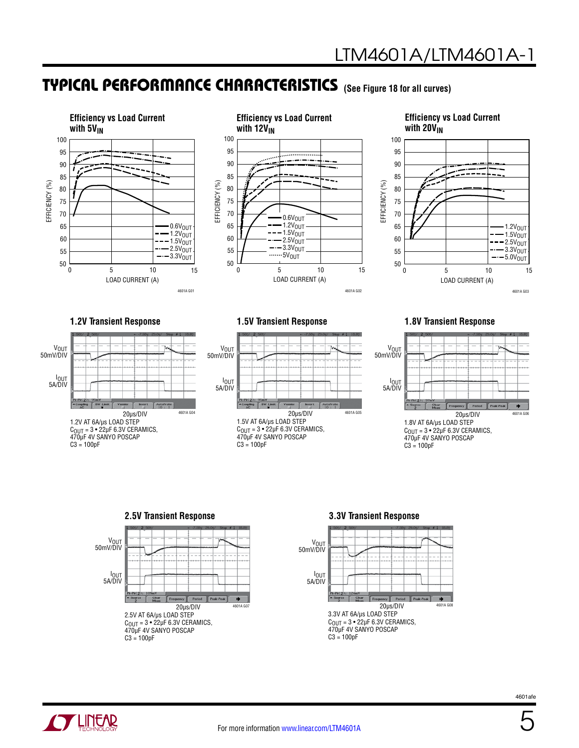## TYPICAL PERFORMANCE CHARACTERISTICS (See Figure 18 for all curves)

**Efficiency vs Load Current with $5V_{IN}$**

EFFICIENCY (%) vs LOAD CURRENT (A)

0.6$V_{OUT}$, 1.2$V_{OUT}$, 1.5$V_{OUT}$, 2.5$V_{OUT}$, 3.3$V_{OUT}$

4601A G01

**Efficiency vs Load Current with $12V_{IN}$**

EFFICIENCY (%) vs LOAD CURRENT (A)

0.6$V_{OUT}$, 1.2$V_{OUT}$, 1.5$V_{OUT}$, 2.5$V_{OUT}$, 3.3$V_{OUT}$, 5$V_{OUT}$

4601A G02

**Efficiency vs Load Current with $20V_{IN}$**

EFFICIENCY (%) vs LOAD CURRENT (A)

1.2$V_{OUT}$, 1.5$V_{OUT}$, 2.5$V_{OUT}$, 3.3$V_{OUT}$, 5.0$V_{OUT}$

4601A G03

**1.2V Transient Response**

$V_{OUT}$ 50mV/DIV

$I_{OUT}$ 5A/DIV

20µs/DIV

4601A G04

1.2V AT 6A/µs LOAD STEP
$C_{OUT}$ = 3 • 22µF 6.3V CERAMICS,
470µF 4V SANYO POSCAP
C3 = 100pF

**1.5V Transient Response**

$V_{OUT}$ 50mV/DIV

$I_{OUT}$ 5A/DIV

20µs/DIV

4601A G05

1.5V AT 6A/µs LOAD STEP
$C_{OUT}$ = 3 • 22µF 6.3V CERAMICS,
470µF 4V SANYO POSCAP
C3 = 100pF

**1.8V Transient Response**

$V_{OUT}$ 50mV/DIV

$I_{OUT}$ 5A/DIV

20µs/DIV

4601A G06

1.8V AT 6A/µs LOAD STEP
$C_{OUT}$ = 3 • 22µF 6.3V CERAMICS,
470µF 4V SANYO POSCAP
C3 = 100pF

**2.5V Transient Response**

$V_{OUT}$ 50mV/DIV

$I_{OUT}$ 5A/DIV

20µs/DIV

4601A G07

2.5V AT 6A/µs LOAD STEP
$C_{OUT}$ = 3 • 22µF 6.3V CERAMICS,
470µF 4V SANYO POSCAP
C3 = 100pF

**3.3V Transient Response**

$V_{OUT}$ 50mV/DIV

$I_{OUT}$ 5A/DIV

20µs/DIV

4601A G08

3.3V AT 6A/µs LOAD STEP
$C_{OUT}$ = 3 • 22µF 6.3V CERAMICS,
470µF 4V SANYO POSCAP
C3 = 100pF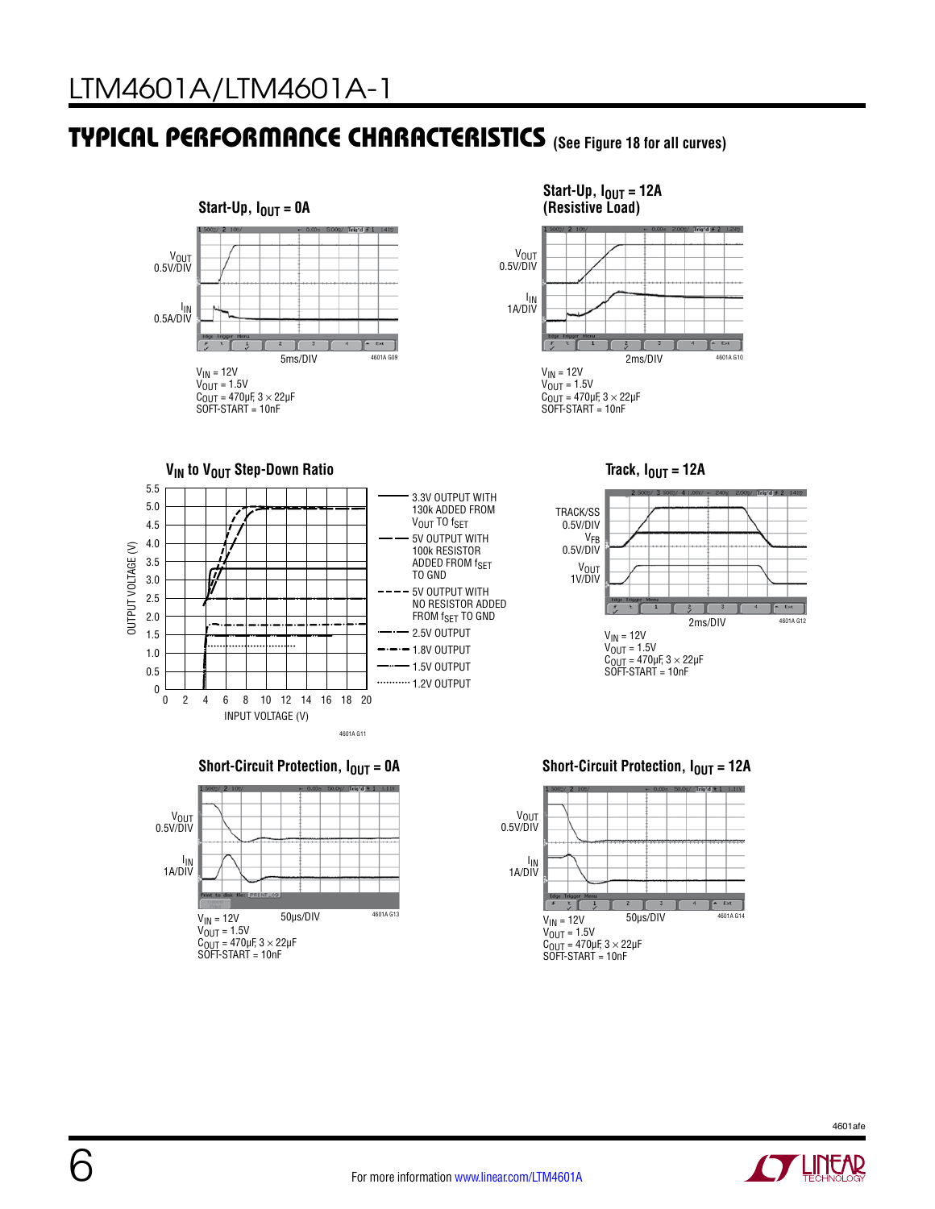## TYPICAL PERFORMANCE CHARACTERISTICS (See Figure 18 for all curves)

**Start-Up, $I_{OUT}$ = 0A**

$V_{OUT}$ 0.5V/DIV

$I_{IN}$ 0.5A/DIV

5ms/DIV

4601A G09

$V_{IN}$ = 12V
$V_{OUT}$ = 1.5V
$C_{OUT}$ = 470µF, 3 × 22µF
SOFT-START = 10nF

**Start-Up, $I_{OUT}$ = 12A (Resistive Load)**

$V_{OUT}$ 0.5V/DIV

$I_{IN}$ 1A/DIV

2ms/DIV

4601A G10

$V_{IN}$ = 12V
$V_{OUT}$ = 1.5V
$C_{OUT}$ = 470µF, 3 × 22µF
SOFT-START = 10nF

**$V_{IN}$ to $V_{OUT}$ Step-Down Ratio**

OUTPUT VOLTAGE (V)

INPUT VOLTAGE (V)

3.3V OUTPUT WITH 130k ADDED FROM $V_{OUT}$ TO $f_{SET}$
5V OUTPUT WITH 100k RESISTOR ADDED FROM $f_{SET}$ TO GND
5V OUTPUT WITH NO RESISTOR ADDED FROM $f_{SET}$ TO GND
2.5V OUTPUT
1.8V OUTPUT
1.5V OUTPUT
1.2V OUTPUT

4601A G11

**Track, $I_{OUT}$ = 12A**

TRACK/SS 0.5V/DIV

$V_{FB}$ 0.5V/DIV

$V_{OUT}$ 1V/DIV

2ms/DIV

4601A G12

$V_{IN}$ = 12V
$V_{OUT}$ = 1.5V
$C_{OUT}$ = 470µF, 3 × 22µF
SOFT-START = 10nF

**Short-Circuit Protection, $I_{OUT}$ = 0A**

$V_{OUT}$ 0.5V/DIV

$I_{IN}$ 1A/DIV

50µs/DIV

4601A G13

$V_{IN}$ = 12V
$V_{OUT}$ = 1.5V
$C_{OUT}$ = 470µF, 3 × 22µF
SOFT-START = 10nF

**Short-Circuit Protection, $I_{OUT}$ = 12A**

$V_{OUT}$ 0.5V/DIV

$I_{IN}$ 1A/DIV

50µs/DIV

4601A G14

$V_{IN}$ = 12V
$V_{OUT}$ = 1.5V
$C_{OUT}$ = 470µF, 3 × 22µF
SOFT-START = 10nF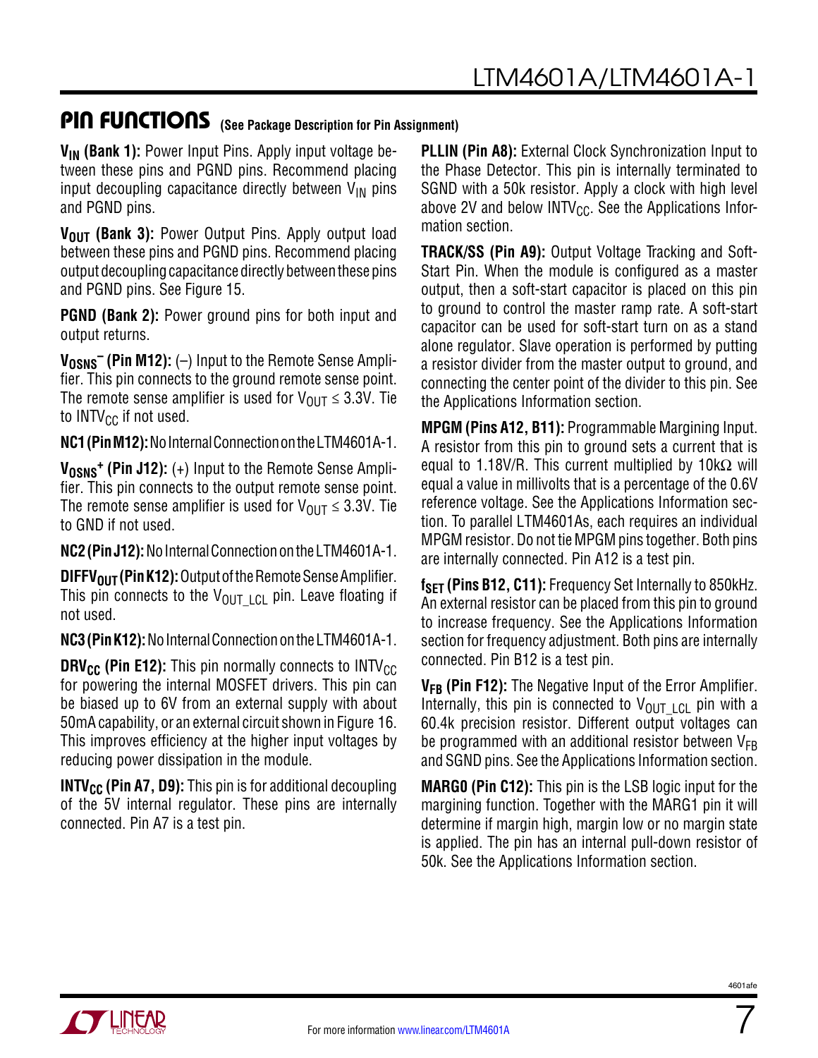## PIN FUNCTIONS (See Package Description for Pin Assignment)

**$V_{IN}$ (Bank 1):** Power Input Pins. Apply input voltage between these pins and PGND pins. Recommend placing input decoupling capacitance directly between $V_{IN}$ pins and PGND pins.

**$V_{OUT}$ (Bank 3):** Power Output Pins. Apply output load between these pins and PGND pins. Recommend placing output decoupling capacitance directly between these pins and PGND pins. See Figure 15.

**PGND (Bank 2):** Power ground pins for both input and output returns.

**$V_{OSNS}^{-}$ (Pin M12):** (–) Input to the Remote Sense Amplifier. This pin connects to the ground remote sense point. The remote sense amplifier is used for $V_{OUT} \leq 3.3V$. Tie to $INTV_{CC}$ if not used.

**NC1 (Pin M12):** No Internal Connection on the LTM4601A-1.

**$V_{OSNS}^{+}$ (Pin J12):** (+) Input to the Remote Sense Amplifier. This pin connects to the output remote sense point. The remote sense amplifier is used for $V_{OUT} \leq 3.3V$. Tie to GND if not used.

**NC2 (Pin J12):** No Internal Connection on the LTM4601A-1.

**$DIFFV_{OUT}$ (Pin K12):** Output of the Remote Sense Amplifier. This pin connects to the $V_{OUT\_LCL}$ pin. Leave floating if not used.

**NC3 (Pin K12):** No Internal Connection on the LTM4601A-1.

**$DRV_{CC}$ (Pin E12):** This pin normally connects to $INTV_{CC}$ for powering the internal MOSFET drivers. This pin can be biased up to 6V from an external supply with about 50mA capability, or an external circuit shown in Figure 16. This improves efficiency at the higher input voltages by reducing power dissipation in the module.

**$INTV_{CC}$ (Pin A7, D9):** This pin is for additional decoupling of the 5V internal regulator. These pins are internally connected. Pin A7 is a test pin.

**PLLIN (Pin A8):** External Clock Synchronization Input to the Phase Detector. This pin is internally terminated to SGND with a 50k resistor. Apply a clock with high level above 2V and below $INTV_{CC}$. See the Applications Information section.

**TRACK/SS (Pin A9):** Output Voltage Tracking and Soft-Start Pin. When the module is configured as a master output, then a soft-start capacitor is placed on this pin to ground to control the master ramp rate. A soft-start capacitor can be used for soft-start turn on as a stand alone regulator. Slave operation is performed by putting a resistor divider from the master output to ground, and connecting the center point of the divider to this pin. See the Applications Information section.

**MPGM (Pins A12, B11):** Programmable Margining Input. A resistor from this pin to ground sets a current that is equal to 1.18V/R. This current multiplied by 10kΩ will equal a value in millivolts that is a percentage of the 0.6V reference voltage. See the Applications Information section. To parallel LTM4601As, each requires an individual MPGM resistor. Do not tie MPGM pins together. Both pins are internally connected. Pin A12 is a test pin.

**$f_{SET}$ (Pins B12, C11):** Frequency Set Internally to 850kHz. An external resistor can be placed from this pin to ground to increase frequency. See the Applications Information section for frequency adjustment. Both pins are internally connected. Pin B12 is a test pin.

**$V_{FB}$ (Pin F12):** The Negative Input of the Error Amplifier. Internally, this pin is connected to $V_{OUT\_LCL}$ pin with a 60.4k precision resistor. Different output voltages can be programmed with an additional resistor between $V_{FB}$ and SGND pins. See the Applications Information section.

**MARG0 (Pin C12):** This pin is the LSB logic input for the margining function. Together with the MARG1 pin it will determine if margin high, margin low or no margin state is applied. The pin has an internal pull-down resistor of 50k. See the Applications Information section.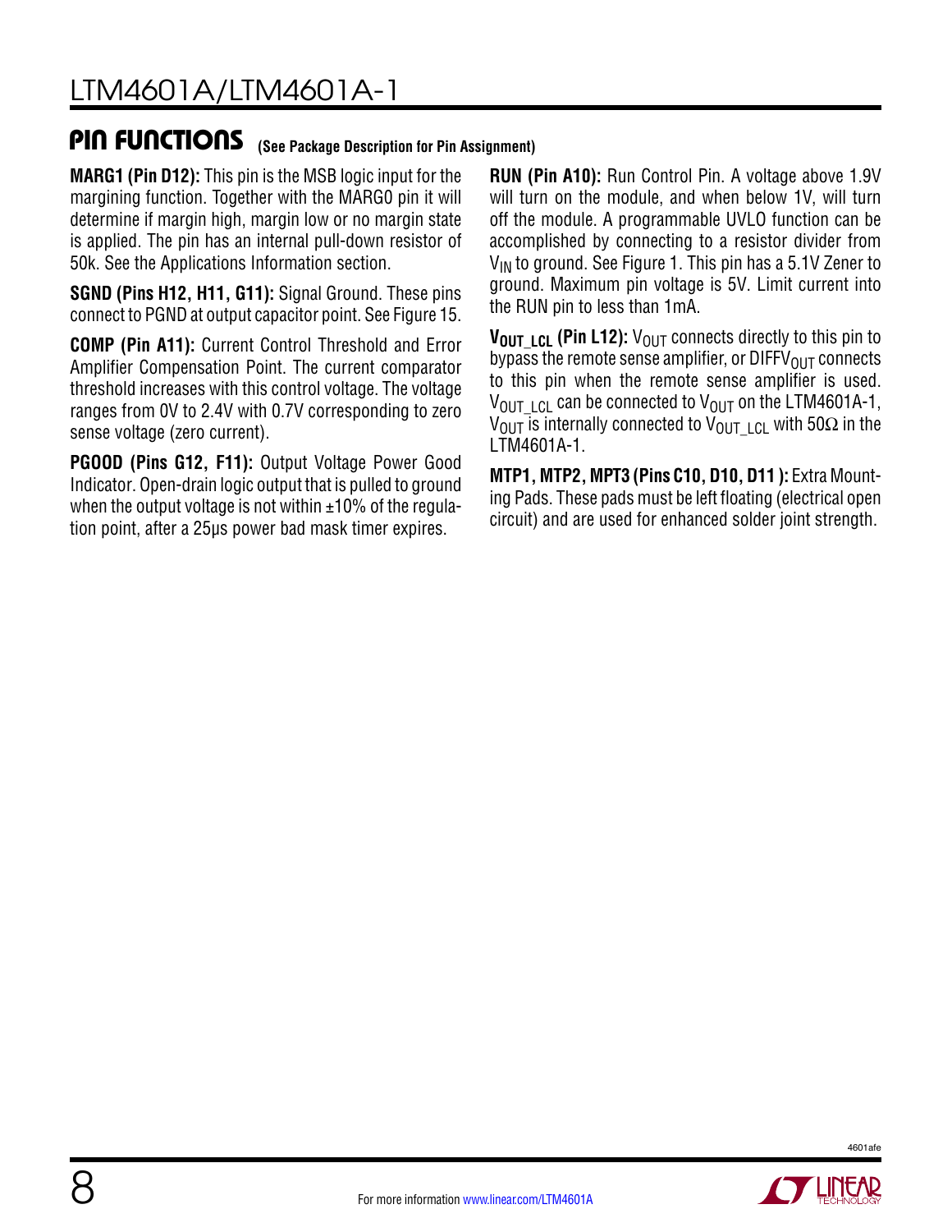## PIN FUNCTIONS (See Package Description for Pin Assignment)

**MARG1 (Pin D12):** This pin is the MSB logic input for the margining function. Together with the MARG0 pin it will determine if margin high, margin low or no margin state is applied. The pin has an internal pull-down resistor of 50k. See the Applications Information section.

**SGND (Pins H12, H11, G11):** Signal Ground. These pins connect to PGND at output capacitor point. See Figure 15.

**COMP (Pin A11):** Current Control Threshold and Error Amplifier Compensation Point. The current comparator threshold increases with this control voltage. The voltage ranges from 0V to 2.4V with 0.7V corresponding to zero sense voltage (zero current).

**PGOOD (Pins G12, F11):** Output Voltage Power Good Indicator. Open-drain logic output that is pulled to ground when the output voltage is not within ±10% of the regulation point, after a 25µs power bad mask timer expires.

**RUN (Pin A10):** Run Control Pin. A voltage above 1.9V will turn on the module, and when below 1V, will turn off the module. A programmable UVLO function can be accomplished by connecting to a resistor divider from $V_{IN}$ to ground. See Figure 1. This pin has a 5.1V Zener to ground. Maximum pin voltage is 5V. Limit current into the RUN pin to less than 1mA.

**$V_{OUT\_LCL}$ (Pin L12):** $V_{OUT}$ connects directly to this pin to bypass the remote sense amplifier, or $DIFFV_{OUT}$ connects to this pin when the remote sense amplifier is used. $V_{OUT\_LCL}$ can be connected to $V_{OUT}$ on the LTM4601A-1, $V_{OUT}$ is internally connected to $V_{OUT\_LCL}$ with 50Ω in the LTM4601A-1.

**MTP1, MTP2, MPT3 (Pins C10, D10, D11 ):** Extra Mounting Pads. These pads must be left floating (electrical open circuit) and are used for enhanced solder joint strength.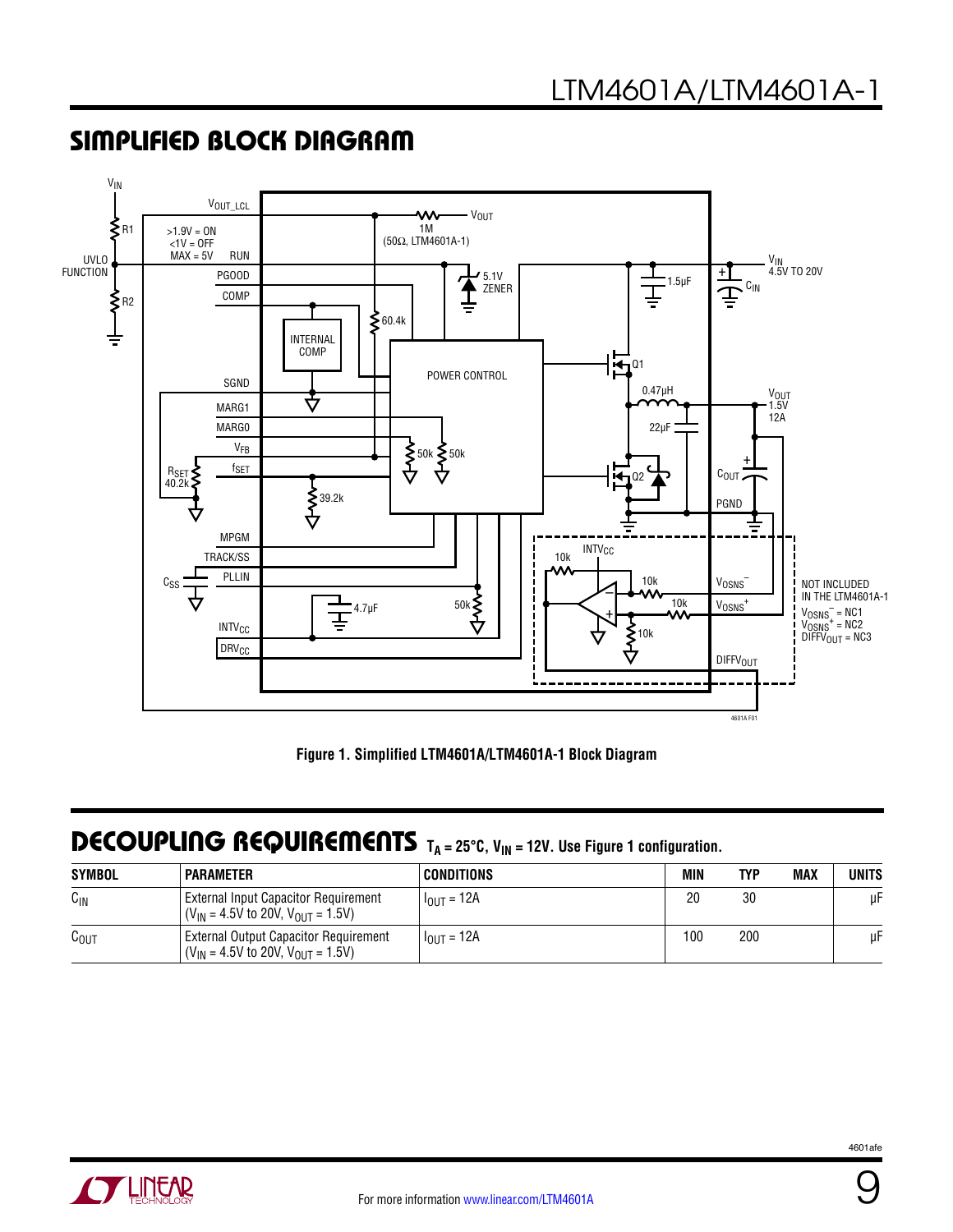## SIMPLIFIED BLOCK DIAGRAM

Figure 1. Simplified LTM4601A/LTM4601A-1 Block Diagram

## DECOUPLING REQUIREMENTS $T_A$ = 25°C, $V_{IN}$ = 12V. Use Figure 1 configuration.

| SYMBOL | PARAMETER | CONDITIONS | MIN | TYP | MAX | UNITS |
|---|---|---|---|---|---|---|
| $C_{IN}$ | External Input Capacitor Requirement ($V_{IN}$ = 4.5V to 20V, $V_{OUT}$ = 1.5V) | $I_{OUT}$ = 12A | 20 | 30 | | µF |
| $C_{OUT}$ | External Output Capacitor Requirement ($V_{IN}$ = 4.5V to 20V, $V_{OUT}$ = 1.5V) | $I_{OUT}$ = 12A | 100 | 200 | | µF |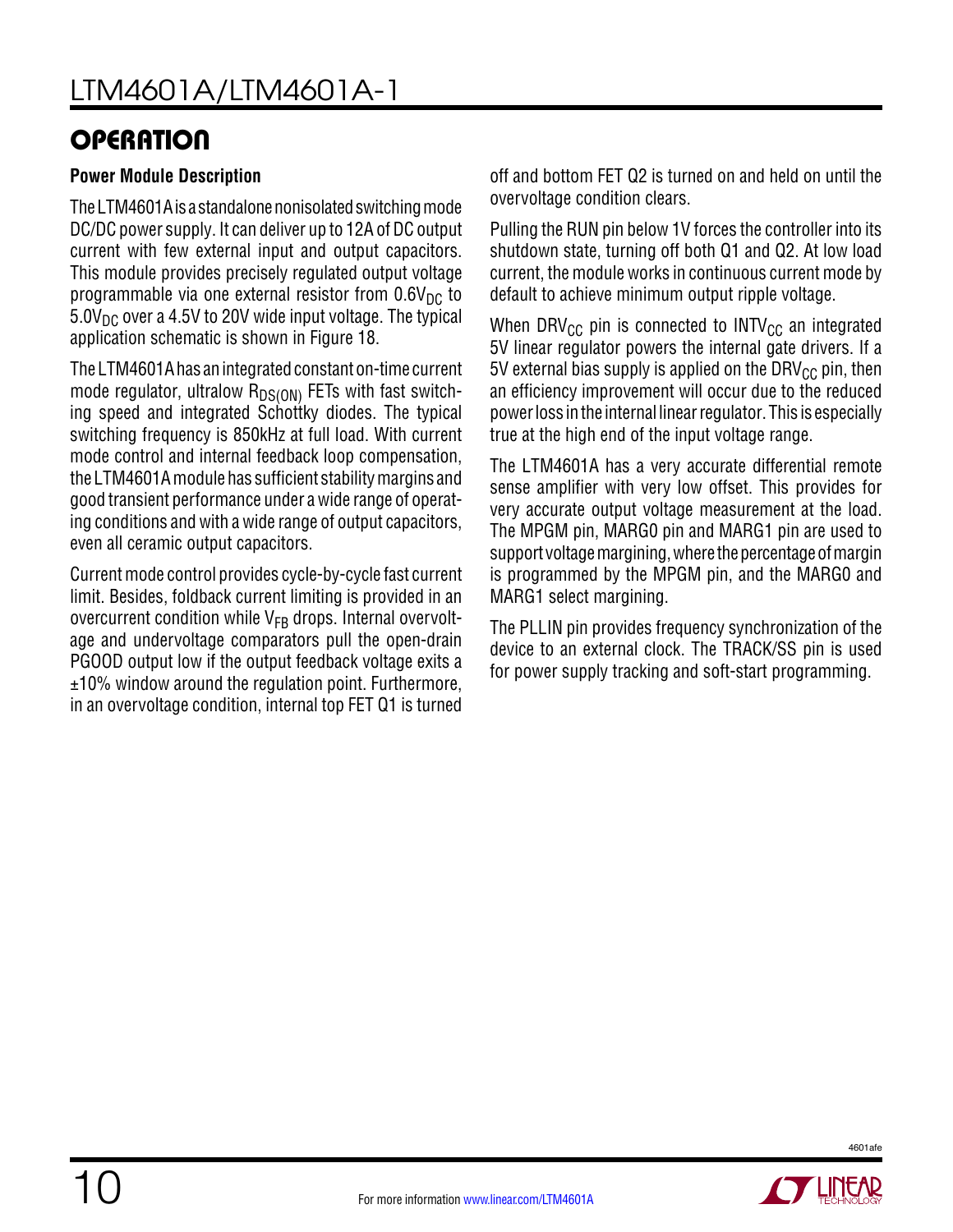# OPERATION

**Power Module Description**

The LTM4601A is a standalone nonisolated switching mode DC/DC power supply. It can deliver up to 12A of DC output current with few external input and output capacitors. This module provides precisely regulated output voltage programmable via one external resistor from $0.6V_{DC}$ to $5.0V_{DC}$ over a 4.5V to 20V wide input voltage. The typical application schematic is shown in Figure 18.

The LTM4601A has an integrated constant on-time current mode regulator, ultralow $R_{DS(ON)}$ FETs with fast switching speed and integrated Schottky diodes. The typical switching frequency is 850kHz at full load. With current mode control and internal feedback loop compensation, the LTM4601A module has sufficient stability margins and good transient performance under a wide range of operating conditions and with a wide range of output capacitors, even all ceramic output capacitors.

Current mode control provides cycle-by-cycle fast current limit. Besides, foldback current limiting is provided in an overcurrent condition while $V_{FB}$ drops. Internal overvoltage and undervoltage comparators pull the open-drain PGOOD output low if the output feedback voltage exits a ±10% window around the regulation point. Furthermore, in an overvoltage condition, internal top FET Q1 is turned off and bottom FET Q2 is turned on and held on until the overvoltage condition clears.

Pulling the RUN pin below 1V forces the controller into its shutdown state, turning off both Q1 and Q2. At low load current, the module works in continuous current mode by default to achieve minimum output ripple voltage.

When $DRV_{CC}$ pin is connected to $INTV_{CC}$ an integrated 5V linear regulator powers the internal gate drivers. If a 5V external bias supply is applied on the $DRV_{CC}$ pin, then an efficiency improvement will occur due to the reduced power loss in the internal linear regulator. This is especially true at the high end of the input voltage range.

The LTM4601A has a very accurate differential remote sense amplifier with very low offset. This provides for very accurate output voltage measurement at the load. The MPGM pin, MARG0 pin and MARG1 pin are used to support voltage margining, where the percentage of margin is programmed by the MPGM pin, and the MARG0 and MARG1 select margining.

The PLLIN pin provides frequency synchronization of the device to an external clock. The TRACK/SS pin is used for power supply tracking and soft-start programming.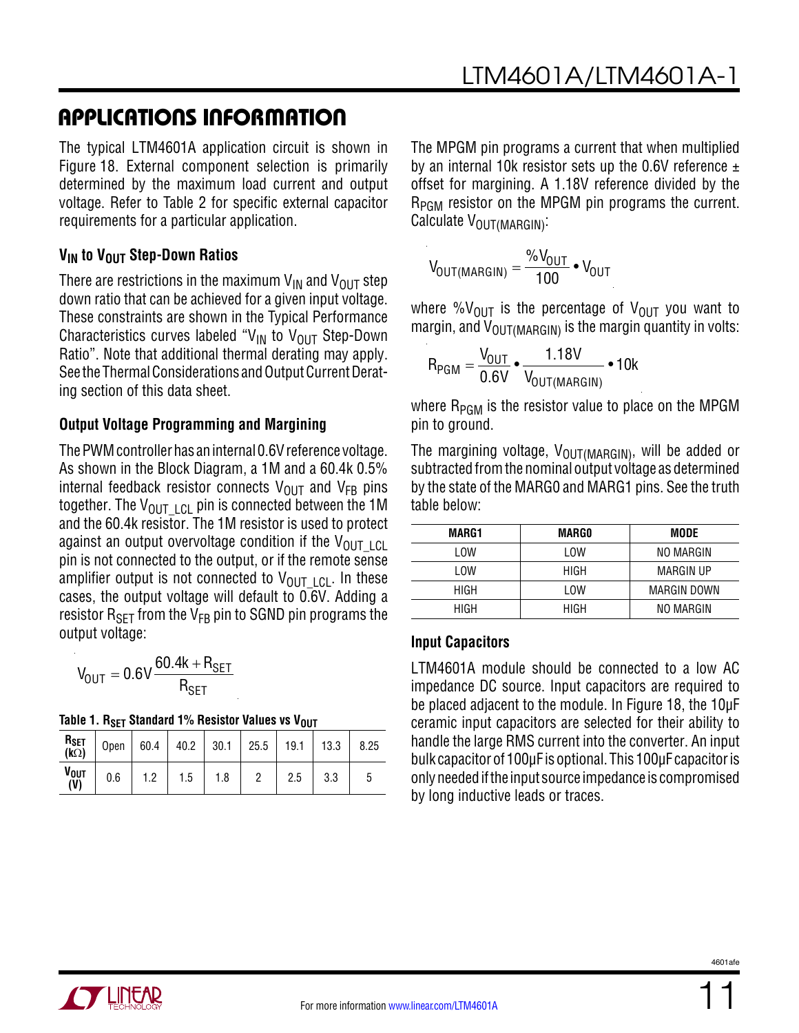## APPLICATIONS INFORMATION

The typical LTM4601A application circuit is shown in Figure 18. External component selection is primarily determined by the maximum load current and output voltage. Refer to Table 2 for specific external capacitor requirements for a particular application.

### $V_{IN}$ to $V_{OUT}$ Step-Down Ratios

There are restrictions in the maximum $V_{IN}$ and $V_{OUT}$ step down ratio that can be achieved for a given input voltage. These constraints are shown in the Typical Performance Characteristics curves labeled "$V_{IN}$ to $V_{OUT}$ Step-Down Ratio". Note that additional thermal derating may apply. See the Thermal Considerations and Output Current Derating section of this data sheet.

### Output Voltage Programming and Margining

The PWM controller has an internal 0.6V reference voltage. As shown in the Block Diagram, a 1M and a 60.4k 0.5% internal feedback resistor connects $V_{OUT}$ and $V_{FB}$ pins together. The $V_{OUT\_LCL}$ pin is connected between the 1M and the 60.4k resistor. The 1M resistor is used to protect against an output overvoltage condition if the $V_{OUT\_LCL}$ pin is not connected to the output, or if the remote sense amplifier output is not connected to $V_{OUT\_LCL}$. In these cases, the output voltage will default to 0.6V. Adding a resistor $R_{SET}$ from the $V_{FB}$ pin to SGND pin programs the output voltage:

$$V_{OUT} = 0.6V\frac{60.4k + R_{SET}}{R_{SET}}$$

**Table 1. $R_{SET}$ Standard 1% Resistor Values vs $V_{OUT}$**

| $R_{SET}$ (kΩ) | Open | 60.4 | 40.2 | 30.1 | 25.5 | 19.1 | 13.3 | 8.25 |
|---|---|---|---|---|---|---|---|---|
| $V_{OUT}$ (V) | 0.6 | 1.2 | 1.5 | 1.8 | 2 | 2.5 | 3.3 | 5 |

The MPGM pin programs a current that when multiplied by an internal 10k resistor sets up the 0.6V reference ± offset for margining. A 1.18V reference divided by the $R_{PGM}$ resistor on the MPGM pin programs the current. Calculate $V_{OUT(MARGIN)}$:

$$V_{OUT(MARGIN)} = \frac{\%V_{OUT}}{100} \bullet V_{OUT}$$

where $\%V_{OUT}$ is the percentage of $V_{OUT}$ you want to margin, and $V_{OUT(MARGIN)}$ is the margin quantity in volts:

$$R_{PGM} = \frac{V_{OUT}}{0.6V} \bullet \frac{1.18V}{V_{OUT(MARGIN)}} \bullet 10k$$

where $R_{PGM}$ is the resistor value to place on the MPGM pin to ground.

The margining voltage, $V_{OUT(MARGIN)}$, will be added or subtracted from the nominal output voltage as determined by the state of the MARG0 and MARG1 pins. See the truth table below:

| MARG1 | MARG0 | MODE |
|---|---|---|
| LOW | LOW | NO MARGIN |
| LOW | HIGH | MARGIN UP |
| HIGH | LOW | MARGIN DOWN |
| HIGH | HIGH | NO MARGIN |

### Input Capacitors

LTM4601A module should be connected to a low AC impedance DC source. Input capacitors are required to be placed adjacent to the module. In Figure 18, the 10µF ceramic input capacitors are selected for their ability to handle the large RMS current into the converter. An input bulk capacitor of 100µF is optional. This 100µF capacitor is only needed if the input source impedance is compromised by long inductive leads or traces.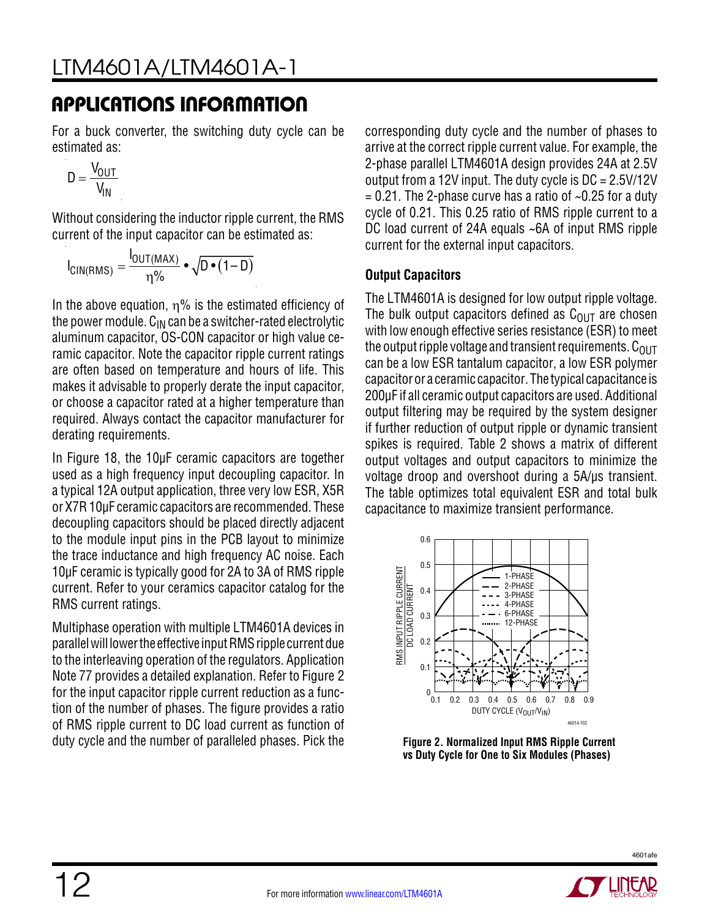## APPLICATIONS INFORMATION

For a buck converter, the switching duty cycle can be estimated as:

$$D = \frac{V_{OUT}}{V_{IN}}$$

Without considering the inductor ripple current, the RMS current of the input capacitor can be estimated as:

$$I_{CIN(RMS)} = \frac{I_{OUT(MAX)}}{\eta\%} \bullet \sqrt{D \bullet (1-D)}$$

In the above equation, $\eta\%$ is the estimated efficiency of the power module. $C_{IN}$ can be a switcher-rated electrolytic aluminum capacitor, OS-CON capacitor or high value ceramic capacitor. Note the capacitor ripple current ratings are often based on temperature and hours of life. This makes it advisable to properly derate the input capacitor, or choose a capacitor rated at a higher temperature than required. Always contact the capacitor manufacturer for derating requirements.

In Figure 18, the 10μF ceramic capacitors are together used as a high frequency input decoupling capacitor. In a typical 12A output application, three very low ESR, X5R or X7R 10μF ceramic capacitors are recommended. These decoupling capacitors should be placed directly adjacent to the module input pins in the PCB layout to minimize the trace inductance and high frequency AC noise. Each 10μF ceramic is typically good for 2A to 3A of RMS ripple current. Refer to your ceramics capacitor catalog for the RMS current ratings.

Multiphase operation with multiple LTM4601A devices in parallel will lower the effective input RMS ripple current due to the interleaving operation of the regulators. Application Note 77 provides a detailed explanation. Refer to Figure 2 for the input capacitor ripple current reduction as a function of the number of phases. The figure provides a ratio of RMS ripple current to DC load current as function of duty cycle and the number of paralleled phases. Pick the corresponding duty cycle and the number of phases to arrive at the correct ripple current value. For example, the 2-phase parallel LTM4601A design provides 24A at 2.5V output from a 12V input. The duty cycle is DC = 2.5V/12V = 0.21. The 2-phase curve has a ratio of ~0.25 for a duty cycle of 0.21. This 0.25 ratio of RMS ripple current to a DC load current of 24A equals ~6A of input RMS ripple current for the external input capacitors.

### Output Capacitors

The LTM4601A is designed for low output ripple voltage. The bulk output capacitors defined as $C_{OUT}$ are chosen with low enough effective series resistance (ESR) to meet the output ripple voltage and transient requirements. $C_{OUT}$ can be a low ESR tantalum capacitor, a low ESR polymer capacitor or a ceramic capacitor. The typical capacitance is 200μF if all ceramic output capacitors are used. Additional output filtering may be required by the system designer if further reduction of output ripple or dynamic transient spikes is required. Table 2 shows a matrix of different output voltages and output capacitors to minimize the voltage droop and overshoot during a 5A/μs transient. The table optimizes total equivalent ESR and total bulk capacitance to maximize transient performance.

**Figure 2. Normalized Input RMS Ripple Current vs Duty Cycle for One to Six Modules (Phases)**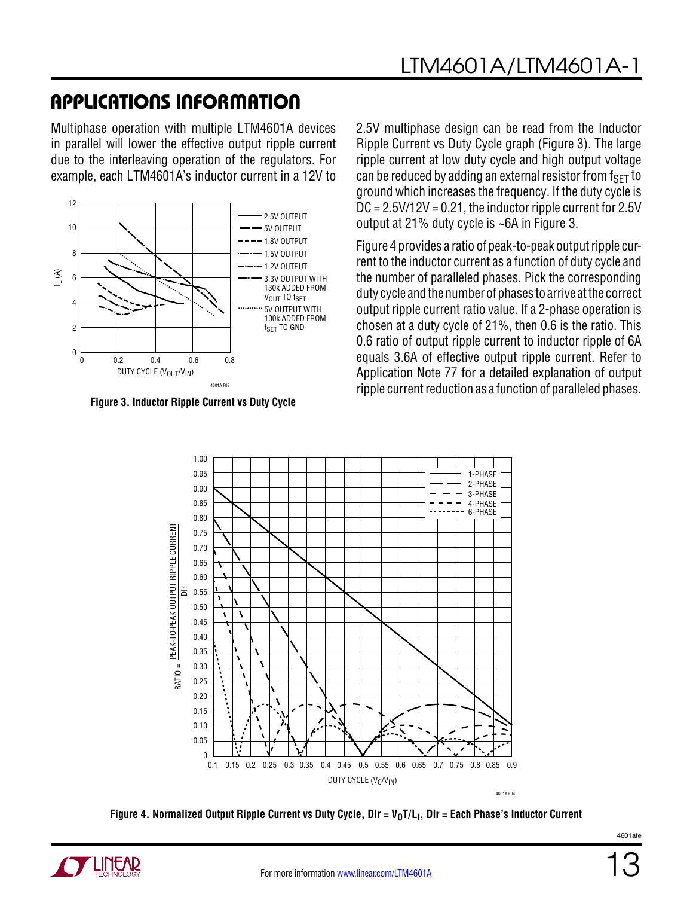## APPLICATIONS INFORMATION

Multiphase operation with multiple LTM4601A devices in parallel will lower the effective output ripple current due to the interleaving operation of the regulators. For example, each LTM4601A's inductor current in a 12V to 2.5V multiphase design can be read from the Inductor Ripple Current vs Duty Cycle graph (Figure 3). The large ripple current at low duty cycle and high output voltage can be reduced by adding an external resistor from $f_{SET}$ to ground which increases the frequency. If the duty cycle is DC = 2.5V/12V = 0.21, the inductor ripple current for 2.5V output at 21% duty cycle is ~6A in Figure 3.

**Figure 3. Inductor Ripple Current vs Duty Cycle**

Figure 4 provides a ratio of peak-to-peak output ripple current to the inductor current as a function of duty cycle and the number of paralleled phases. Pick the corresponding duty cycle and the number of phases to arrive at the correct output ripple current ratio value. If a 2-phase operation is chosen at a duty cycle of 21%, then 0.6 is the ratio. This 0.6 ratio of output ripple current to inductor ripple of 6A equals 3.6A of effective output ripple current. Refer to Application Note 77 for a detailed explanation of output ripple current reduction as a function of paralleled phases.

**Figure 4. Normalized Output Ripple Current vs Duty Cycle, $DIr = V_O T/L_I$, DIr = Each Phase's Inductor Current**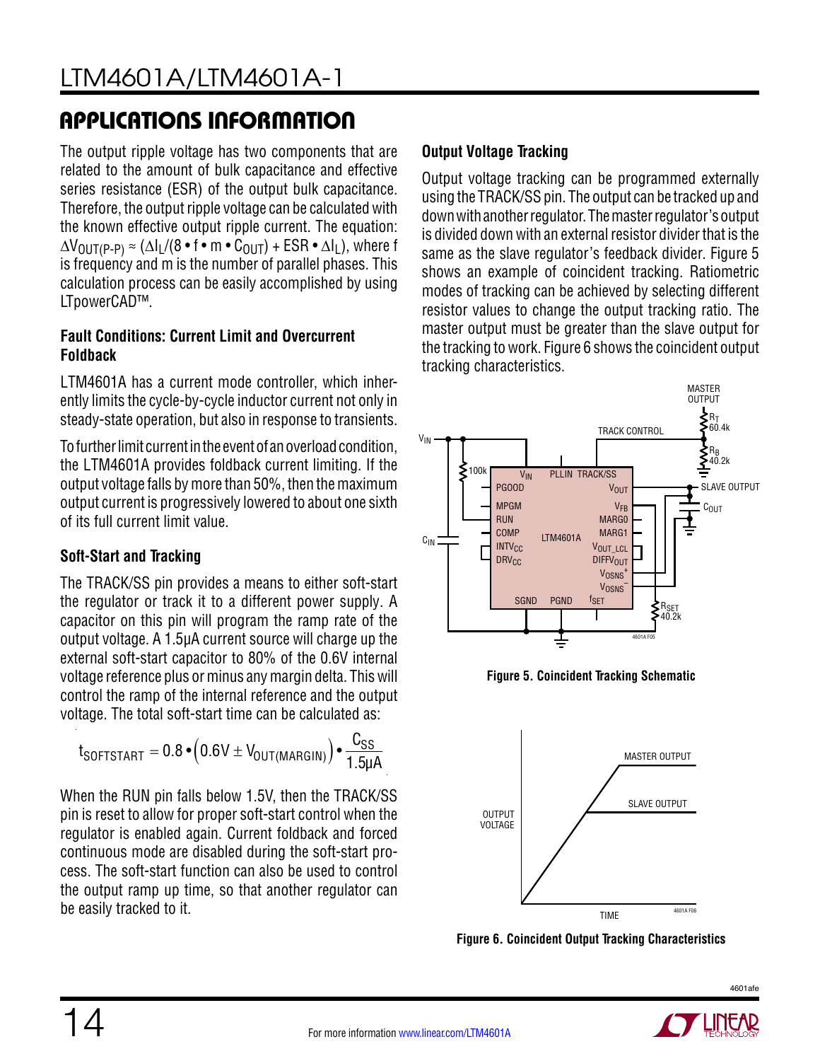## APPLICATIONS INFORMATION

The output ripple voltage has two components that are related to the amount of bulk capacitance and effective series resistance (ESR) of the output bulk capacitance. Therefore, the output ripple voltage can be calculated with the known effective output ripple current. The equation: $\Delta V_{OUT(P-P)} \approx (\Delta I_L/(8 \bullet f \bullet m \bullet C_{OUT}) + ESR \bullet \Delta I_L)$, where f is frequency and m is the number of parallel phases. This calculation process can be easily accomplished by using LTpowerCAD™.

### Fault Conditions: Current Limit and Overcurrent Foldback

LTM4601A has a current mode controller, which inherently limits the cycle-by-cycle inductor current not only in steady-state operation, but also in response to transients.

To further limit current in the event of an overload condition, the LTM4601A provides foldback current limiting. If the output voltage falls by more than 50%, then the maximum output current is progressively lowered to about one sixth of its full current limit value.

### Soft-Start and Tracking

The TRACK/SS pin provides a means to either soft-start the regulator or track it to a different power supply. A capacitor on this pin will program the ramp rate of the output voltage. A 1.5µA current source will charge up the external soft-start capacitor to 80% of the 0.6V internal voltage reference plus or minus any margin delta. This will control the ramp of the internal reference and the output voltage. The total soft-start time can be calculated as:

$$t_{SOFTSTART} = 0.8 \bullet \left(0.6V \pm V_{OUT(MARGIN)}\right) \bullet \frac{C_{SS}}{1.5\mu A}$$

When the RUN pin falls below 1.5V, then the TRACK/SS pin is reset to allow for proper soft-start control when the regulator is enabled again. Current foldback and forced continuous mode are disabled during the soft-start process. The soft-start function can also be used to control the output ramp up time, so that another regulator can be easily tracked to it.

### Output Voltage Tracking

Output voltage tracking can be programmed externally using the TRACK/SS pin. The output can be tracked up and down with another regulator. The master regulator's output is divided down with an external resistor divider that is the same as the slave regulator's feedback divider. Figure 5 shows an example of coincident tracking. Ratiometric modes of tracking can be achieved by selecting different resistor values to change the output tracking ratio. The master output must be greater than the slave output for the tracking to work. Figure 6 shows the coincident output tracking characteristics.

**Figure 5. Coincident Tracking Schematic**

**Figure 6. Coincident Output Tracking Characteristics**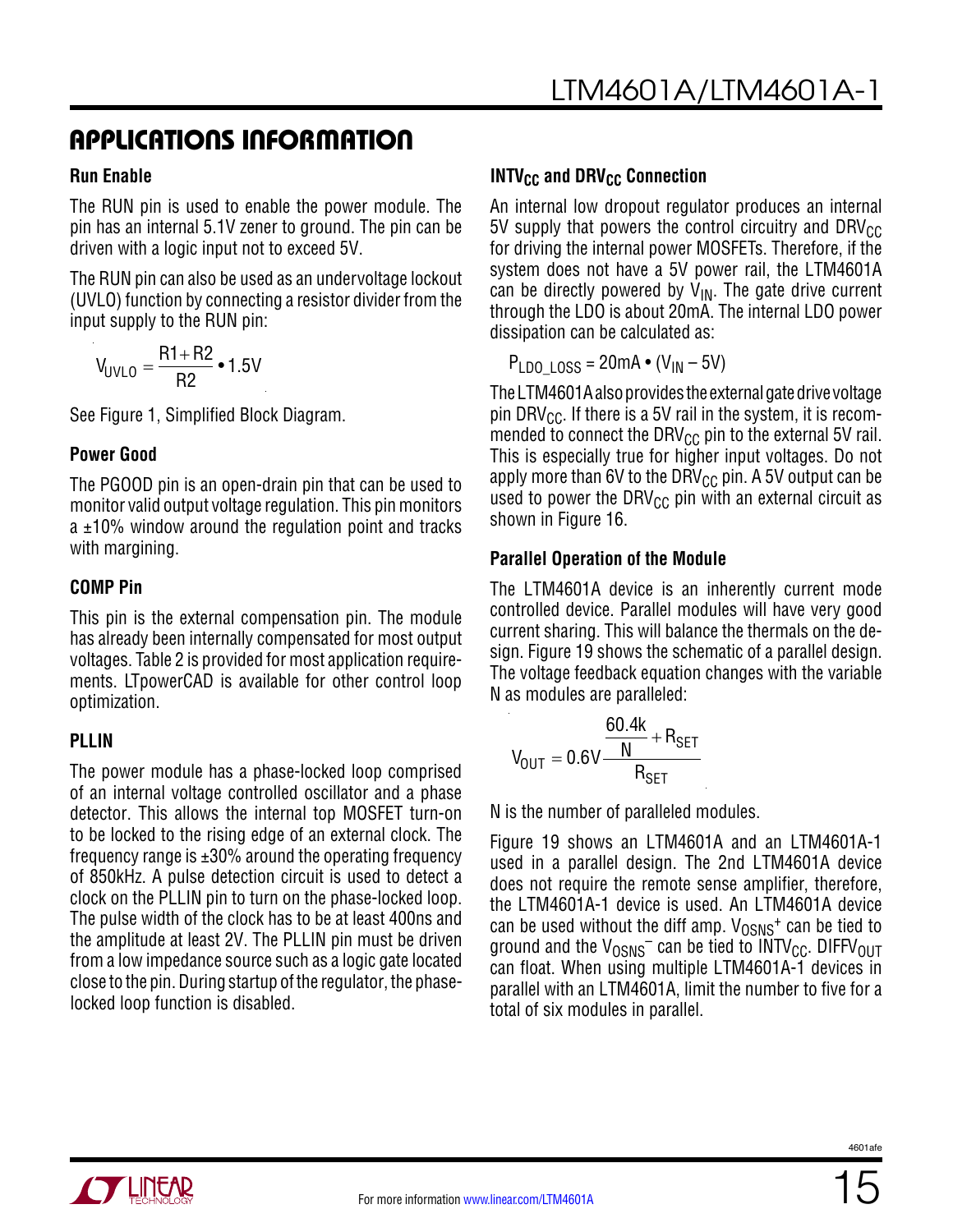## APPLICATIONS INFORMATION

### Run Enable

The RUN pin is used to enable the power module. The pin has an internal 5.1V zener to ground. The pin can be driven with a logic input not to exceed 5V.

The RUN pin can also be used as an undervoltage lockout (UVLO) function by connecting a resistor divider from the input supply to the RUN pin:

$$V_{UVLO} = \frac{R1 + R2}{R2} \cdot 1.5V$$

See Figure 1, Simplified Block Diagram.

### Power Good

The PGOOD pin is an open-drain pin that can be used to monitor valid output voltage regulation. This pin monitors a ±10% window around the regulation point and tracks with margining.

### COMP Pin

This pin is the external compensation pin. The module has already been internally compensated for most output voltages. Table 2 is provided for most application requirements. LTpowerCAD is available for other control loop optimization.

### PLLIN

The power module has a phase-locked loop comprised of an internal voltage controlled oscillator and a phase detector. This allows the internal top MOSFET turn-on to be locked to the rising edge of an external clock. The frequency range is ±30% around the operating frequency of 850kHz. A pulse detection circuit is used to detect a clock on the PLLIN pin to turn on the phase-locked loop. The pulse width of the clock has to be at least 400ns and the amplitude at least 2V. The PLLIN pin must be driven from a low impedance source such as a logic gate located close to the pin. During startup of the regulator, the phase-locked loop function is disabled.

### $INTV_{CC}$ and $DRV_{CC}$ Connection

An internal low dropout regulator produces an internal 5V supply that powers the control circuitry and $DRV_{CC}$ for driving the internal power MOSFETs. Therefore, if the system does not have a 5V power rail, the LTM4601A can be directly powered by $V_{IN}$. The gate drive current through the LDO is about 20mA. The internal LDO power dissipation can be calculated as:

$$P_{LDO\_LOSS} = 20mA \cdot (V_{IN} - 5V)$$

The LTM4601A also provides the external gate drive voltage pin $DRV_{CC}$. If there is a 5V rail in the system, it is recommended to connect the $DRV_{CC}$ pin to the external 5V rail. This is especially true for higher input voltages. Do not apply more than 6V to the $DRV_{CC}$ pin. A 5V output can be used to power the $DRV_{CC}$ pin with an external circuit as shown in Figure 16.

### Parallel Operation of the Module

The LTM4601A device is an inherently current mode controlled device. Parallel modules will have very good current sharing. This will balance the thermals on the design. Figure 19 shows the schematic of a parallel design. The voltage feedback equation changes with the variable N as modules are paralleled:

$$V_{OUT} = 0.6V \frac{\frac{60.4k}{N} + R_{SET}}{R_{SET}}$$

N is the number of paralleled modules.

Figure 19 shows an LTM4601A and an LTM4601A-1 used in a parallel design. The 2nd LTM4601A device does not require the remote sense amplifier, therefore, the LTM4601A-1 device is used. An LTM4601A device can be used without the diff amp. $V_{OSNS}^+$ can be tied to ground and the $V_{OSNS}^-$ can be tied to $INTV_{CC}$. $DIFFV_{OUT}$ can float. When using multiple LTM4601A-1 devices in parallel with an LTM4601A, limit the number to five for a total of six modules in parallel.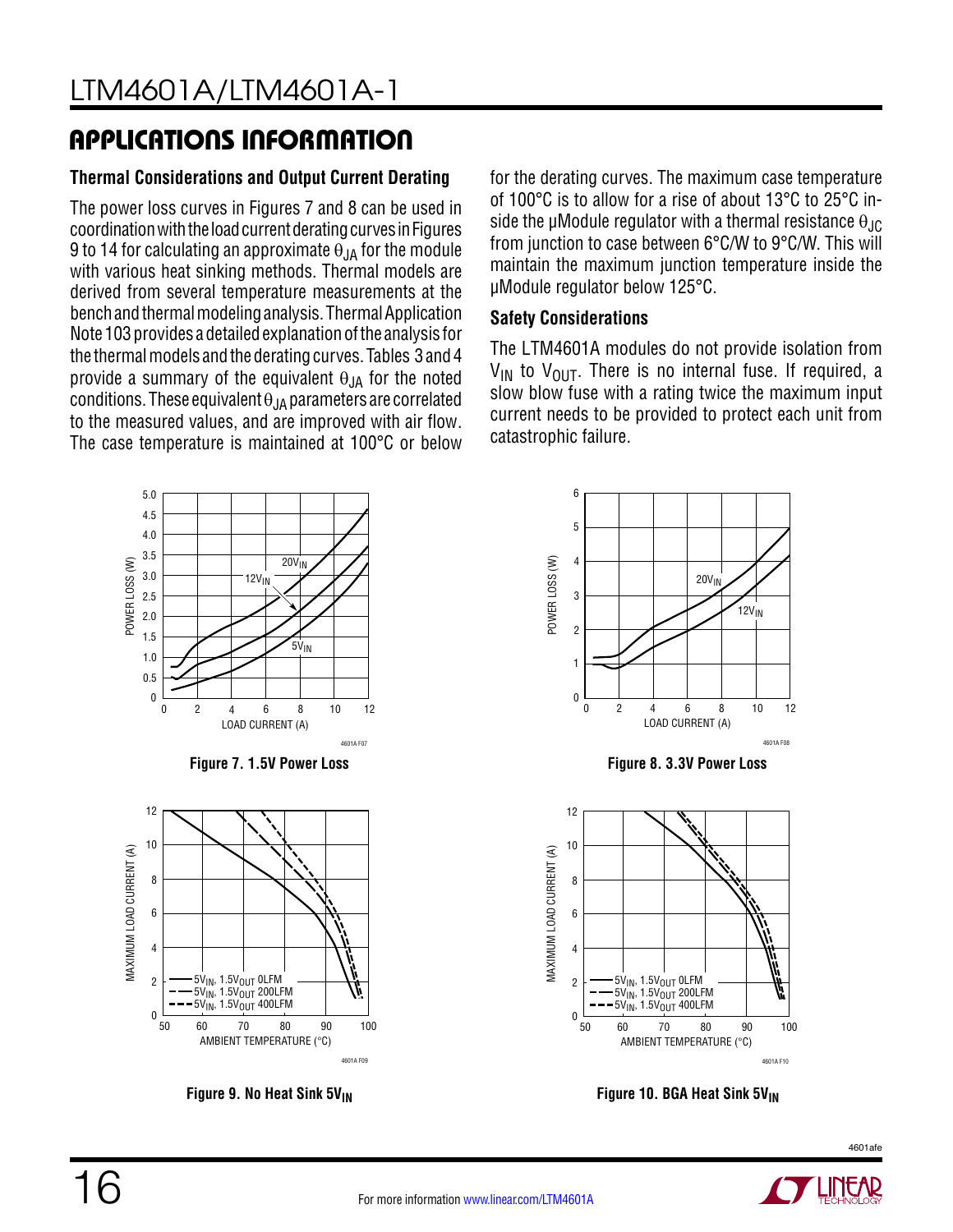## APPLICATIONS INFORMATION

### Thermal Considerations and Output Current Derating

The power loss curves in Figures 7 and 8 can be used in coordination with the load current derating curves in Figures 9 to 14 for calculating an approximate $\theta_{JA}$ for the module with various heat sinking methods. Thermal models are derived from several temperature measurements at the bench and thermal modeling analysis. Thermal Application Note 103 provides a detailed explanation of the analysis for the thermal models and the derating curves. Tables 3 and 4 provide a summary of the equivalent $\theta_{JA}$ for the noted conditions. These equivalent $\theta_{JA}$ parameters are correlated to the measured values, and are improved with air flow. The case temperature is maintained at 100°C or below for the derating curves. The maximum case temperature of 100°C is to allow for a rise of about 13°C to 25°C inside the µModule regulator with a thermal resistance $\theta_{JC}$ from junction to case between 6°C/W to 9°C/W. This will maintain the maximum junction temperature inside the µModule regulator below 125°C.

### Safety Considerations

The LTM4601A modules do not provide isolation from $V_{IN}$ to $V_{OUT}$. There is no internal fuse. If required, a slow blow fuse with a rating twice the maximum input current needs to be provided to protect each unit from catastrophic failure.

Figure 7. 1.5V Power Loss

Figure 8. 3.3V Power Loss

Figure 9. No Heat Sink $5V_{IN}$

Figure 10. BGA Heat Sink $5V_{IN}$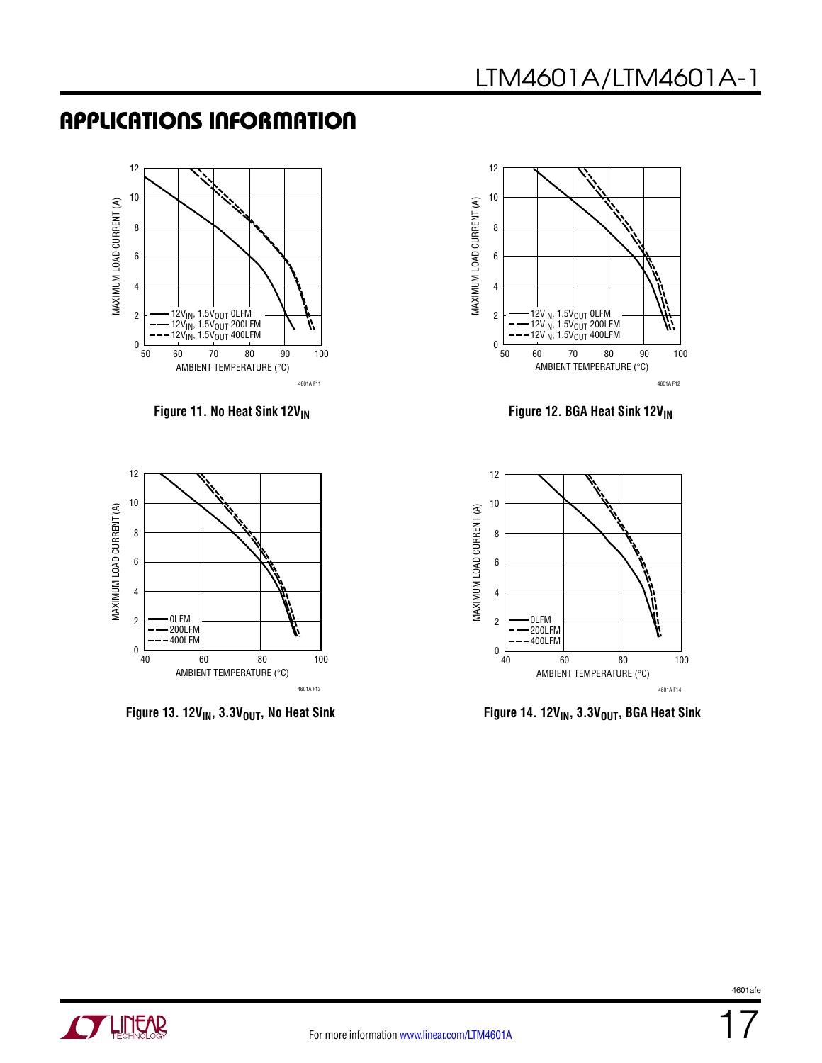## APPLICATIONS INFORMATION

Figure 11. No Heat Sink $12V_{IN}$

Figure 12. BGA Heat Sink $12V_{IN}$

Figure 13. $12V_{IN}$, $3.3V_{OUT}$, No Heat Sink

Figure 14. $12V_{IN}$, $3.3V_{OUT}$, BGA Heat Sink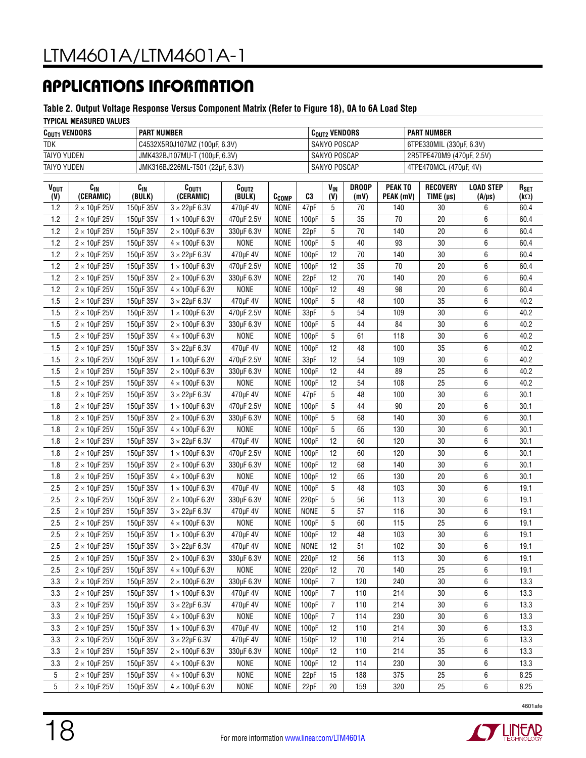## APPLICATIONS INFORMATION

**Table 2. Output Voltage Response Versus Component Matrix (Refer to Figure 18), 0A to 6A Load Step**

**TYPICAL MEASURED VALUES**

| $C_{OUT1}$ VENDORS | PART NUMBER | $C_{OUT2}$ VENDORS | PART NUMBER |
|---|---|---|---|
| TDK | C4532X5R0J107MZ (100µF, 6.3V) | SANYO POSCAP | 6TPE330MIL (330µF, 6.3V) |
| TAIYO YUDEN | JMK432BJ107MU-T (100µF, 6.3V) | SANYO POSCAP | 2R5TPE470M9 (470µF, 2.5V) |
| TAIYO YUDEN | JMK316BJ226ML-T501 (22µF, 6.3V) | SANYO POSCAP | 4TPE470MCL (470µF, 4V) |

| $V_{OUT}$ (V) | $C_{IN}$ (CERAMIC) | $C_{IN}$ (BULK) | $C_{OUT1}$ (CERAMIC) | $C_{OUT2}$ (BULK) | $C_{COMP}$ | C3 | $V_{IN}$ (V) | DROOP (mV) | PEAK TO PEAK (mV) | RECOVERY TIME (µs) | LOAD STEP (A/µs) | $R_{SET}$ (kΩ) |
|---|---|---|---|---|---|---|---|---|---|---|---|---|
| 1.2 | 2 × 10µF 25V | 150µF 35V | 3 × 22µF 6.3V | 470µF 4V | NONE | 47pF | 5 | 70 | 140 | 30 | 6 | 60.4 |
| 1.2 | 2 × 10µF 25V | 150µF 35V | 1 × 100µF 6.3V | 470µF 2.5V | NONE | 100pF | 5 | 35 | 70 | 20 | 6 | 60.4 |
| 1.2 | 2 × 10µF 25V | 150µF 35V | 2 × 100µF 6.3V | 330µF 6.3V | NONE | 22pF | 5 | 70 | 140 | 20 | 6 | 60.4 |
| 1.2 | 2 × 10µF 25V | 150µF 35V | 4 × 100µF 6.3V | NONE | NONE | 100pF | 5 | 40 | 93 | 30 | 6 | 60.4 |
| 1.2 | 2 × 10µF 25V | 150µF 35V | 3 × 22µF 6.3V | 470µF 4V | NONE | 100pF | 12 | 70 | 140 | 30 | 6 | 60.4 |
| 1.2 | 2 × 10µF 25V | 150µF 35V | 1 × 100µF 6.3V | 470µF 2.5V | NONE | 100pF | 12 | 35 | 70 | 20 | 6 | 60.4 |
| 1.2 | 2 × 10µF 25V | 150µF 35V | 2 × 100µF 6.3V | 330µF 6.3V | NONE | 22pF | 12 | 70 | 140 | 20 | 6 | 60.4 |
| 1.2 | 2 × 10µF 25V | 150µF 35V | 4 × 100µF 6.3V | NONE | NONE | 100pF | 12 | 49 | 98 | 20 | 6 | 60.4 |
| 1.5 | 2 × 10µF 25V | 150µF 35V | 3 × 22µF 6.3V | 470µF 4V | NONE | 100pF | 5 | 48 | 100 | 35 | 6 | 40.2 |
| 1.5 | 2 × 10µF 25V | 150µF 35V | 1 × 100µF 6.3V | 470µF 2.5V | NONE | 33pF | 5 | 54 | 109 | 30 | 6 | 40.2 |
| 1.5 | 2 × 10µF 25V | 150µF 35V | 2 × 100µF 6.3V | 330µF 6.3V | NONE | 100pF | 5 | 44 | 84 | 30 | 6 | 40.2 |
| 1.5 | 2 × 10µF 25V | 150µF 35V | 4 × 100µF 6.3V | NONE | NONE | 100pF | 5 | 61 | 118 | 30 | 6 | 40.2 |
| 1.5 | 2 × 10µF 25V | 150µF 35V | 3 × 22µF 6.3V | 470µF 4V | NONE | 100pF | 12 | 48 | 100 | 35 | 6 | 40.2 |
| 1.5 | 2 × 10µF 25V | 150µF 35V | 1 × 100µF 6.3V | 470µF 2.5V | NONE | 33pF | 12 | 54 | 109 | 30 | 6 | 40.2 |
| 1.5 | 2 × 10µF 25V | 150µF 35V | 2 × 100µF 6.3V | 330µF 6.3V | NONE | 100pF | 12 | 44 | 89 | 25 | 6 | 40.2 |
| 1.5 | 2 × 10µF 25V | 150µF 35V | 4 × 100µF 6.3V | NONE | NONE | 100pF | 12 | 54 | 108 | 25 | 6 | 40.2 |
| 1.8 | 2 × 10µF 25V | 150µF 35V | 3 × 22µF 6.3V | 470µF 4V | NONE | 47pF | 5 | 48 | 100 | 30 | 6 | 30.1 |
| 1.8 | 2 × 10µF 25V | 150µF 35V | 1 × 100µF 6.3V | 470µF 2.5V | NONE | 100pF | 5 | 44 | 90 | 20 | 6 | 30.1 |
| 1.8 | 2 × 10µF 25V | 150µF 35V | 2 × 100µF 6.3V | 330µF 6.3V | NONE | 100pF | 5 | 68 | 140 | 30 | 6 | 30.1 |
| 1.8 | 2 × 10µF 25V | 150µF 35V | 4 × 100µF 6.3V | NONE | NONE | 100pF | 5 | 65 | 130 | 30 | 6 | 30.1 |
| 1.8 | 2 × 10µF 25V | 150µF 35V | 3 × 22µF 6.3V | 470µF 4V | NONE | 100pF | 12 | 60 | 120 | 30 | 6 | 30.1 |
| 1.8 | 2 × 10µF 25V | 150µF 35V | 1 × 100µF 6.3V | 470µF 2.5V | NONE | 100pF | 12 | 60 | 120 | 30 | 6 | 30.1 |
| 1.8 | 2 × 10µF 25V | 150µF 35V | 2 × 100µF 6.3V | 330µF 6.3V | NONE | 100pF | 12 | 68 | 140 | 30 | 6 | 30.1 |
| 1.8 | 2 × 10µF 25V | 150µF 35V | 4 × 100µF 6.3V | NONE | NONE | 100pF | 12 | 65 | 130 | 20 | 6 | 30.1 |
| 2.5 | 2 × 10µF 25V | 150µF 35V | 1 × 100µF 6.3V | 470µF 4V | NONE | 100pF | 5 | 48 | 103 | 30 | 6 | 19.1 |
| 2.5 | 2 × 10µF 25V | 150µF 35V | 2 × 100µF 6.3V | 330µF 6.3V | NONE | 220pF | 5 | 56 | 113 | 30 | 6 | 19.1 |
| 2.5 | 2 × 10µF 25V | 150µF 35V | 3 × 22µF 6.3V | 470µF 4V | NONE | NONE | 5 | 57 | 116 | 30 | 6 | 19.1 |
| 2.5 | 2 × 10µF 25V | 150µF 35V | 4 × 100µF 6.3V | NONE | NONE | 100pF | 5 | 60 | 115 | 25 | 6 | 19.1 |
| 2.5 | 2 × 10µF 25V | 150µF 35V | 1 × 100µF 6.3V | 470µF 4V | NONE | 100pF | 12 | 48 | 103 | 30 | 6 | 19.1 |
| 2.5 | 2 × 10µF 25V | 150µF 35V | 3 × 22µF 6.3V | 470µF 4V | NONE | NONE | 12 | 51 | 102 | 30 | 6 | 19.1 |
| 2.5 | 2 × 10µF 25V | 150µF 35V | 2 × 100µF 6.3V | 330µF 6.3V | NONE | 220pF | 12 | 56 | 113 | 30 | 6 | 19.1 |
| 2.5 | 2 × 10µF 25V | 150µF 35V | 4 × 100µF 6.3V | NONE | NONE | 220pF | 12 | 70 | 140 | 25 | 6 | 19.1 |
| 3.3 | 2 × 10µF 25V | 150µF 35V | 2 × 100µF 6.3V | 330µF 6.3V | NONE | 100pF | 7 | 120 | 240 | 30 | 6 | 13.3 |
| 3.3 | 2 × 10µF 25V | 150µF 35V | 1 × 100µF 6.3V | 470µF 4V | NONE | 100pF | 7 | 110 | 214 | 30 | 6 | 13.3 |
| 3.3 | 2 × 10µF 25V | 150µF 35V | 3 × 22µF 6.3V | 470µF 4V | NONE | 100pF | 7 | 110 | 214 | 30 | 6 | 13.3 |
| 3.3 | 2 × 10µF 25V | 150µF 35V | 4 × 100µF 6.3V | NONE | NONE | 100pF | 7 | 114 | 230 | 30 | 6 | 13.3 |
| 3.3 | 2 × 10µF 25V | 150µF 35V | 1 × 100µF 6.3V | 470µF 4V | NONE | 100pF | 12 | 110 | 214 | 30 | 6 | 13.3 |
| 3.3 | 2 × 10µF 25V | 150µF 35V | 3 × 22µF 6.3V | 470µF 4V | NONE | 150pF | 12 | 110 | 214 | 35 | 6 | 13.3 |
| 3.3 | 2 × 10µF 25V | 150µF 35V | 2 × 100µF 6.3V | 330µF 6.3V | NONE | 100pF | 12 | 110 | 214 | 35 | 6 | 13.3 |
| 3.3 | 2 × 10µF 25V | 150µF 35V | 4 × 100µF 6.3V | NONE | NONE | 100pF | 12 | 114 | 230 | 30 | 6 | 13.3 |
| 5 | 2 × 10µF 25V | 150µF 35V | 4 × 100µF 6.3V | NONE | NONE | 22pF | 15 | 188 | 375 | 25 | 6 | 8.25 |
| 5 | 2 × 10µF 25V | 150µF 35V | 4 × 100µF 6.3V | NONE | NONE | 22pF | 20 | 159 | 320 | 25 | 6 | 8.25 |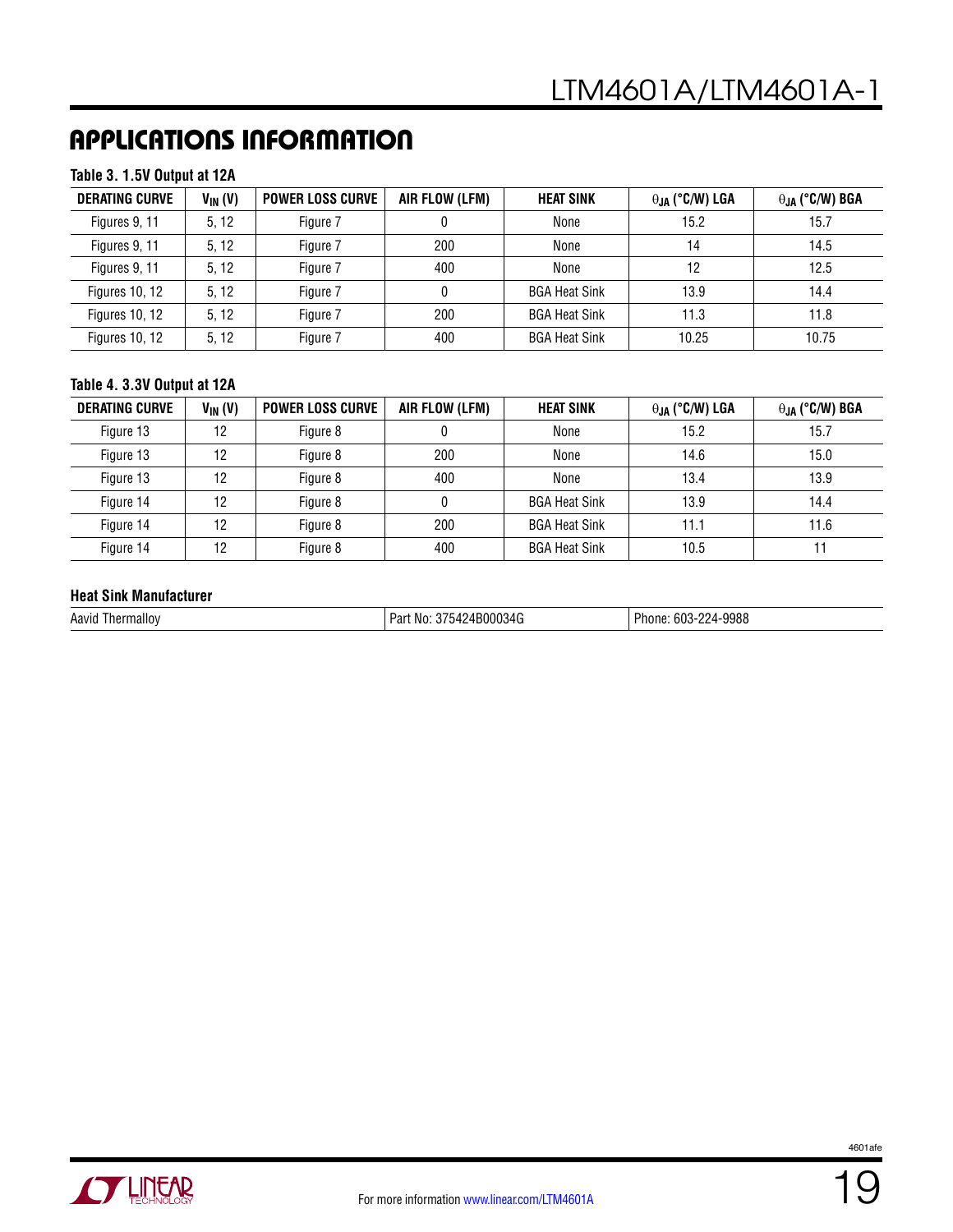## APPLICATIONS INFORMATION

**Table 3. 1.5V Output at 12A**

| DERATING CURVE | $V_{IN}$ (V) | POWER LOSS CURVE | AIR FLOW (LFM) | HEAT SINK | $\theta_{JA}$ (°C/W) LGA | $\theta_{JA}$ (°C/W) BGA |
|---|---|---|---|---|---|---|
| Figures 9, 11 | 5, 12 | Figure 7 | 0 | None | 15.2 | 15.7 |
| Figures 9, 11 | 5, 12 | Figure 7 | 200 | None | 14 | 14.5 |
| Figures 9, 11 | 5, 12 | Figure 7 | 400 | None | 12 | 12.5 |
| Figures 10, 12 | 5, 12 | Figure 7 | 0 | BGA Heat Sink | 13.9 | 14.4 |
| Figures 10, 12 | 5, 12 | Figure 7 | 200 | BGA Heat Sink | 11.3 | 11.8 |
| Figures 10, 12 | 5, 12 | Figure 7 | 400 | BGA Heat Sink | 10.25 | 10.75 |

**Table 4. 3.3V Output at 12A**

| DERATING CURVE | $V_{IN}$ (V) | POWER LOSS CURVE | AIR FLOW (LFM) | HEAT SINK | $\theta_{JA}$ (°C/W) LGA | $\theta_{JA}$ (°C/W) BGA |
|---|---|---|---|---|---|---|
| Figure 13 | 12 | Figure 8 | 0 | None | 15.2 | 15.7 |
| Figure 13 | 12 | Figure 8 | 200 | None | 14.6 | 15.0 |
| Figure 13 | 12 | Figure 8 | 400 | None | 13.4 | 13.9 |
| Figure 14 | 12 | Figure 8 | 0 | BGA Heat Sink | 13.9 | 14.4 |
| Figure 14 | 12 | Figure 8 | 200 | BGA Heat Sink | 11.1 | 11.6 |
| Figure 14 | 12 | Figure 8 | 400 | BGA Heat Sink | 10.5 | 11 |

**Heat Sink Manufacturer**

| Aavid Thermalloy | Part No: 375424B00034G | Phone: 603-224-9988 |
|---|---|---|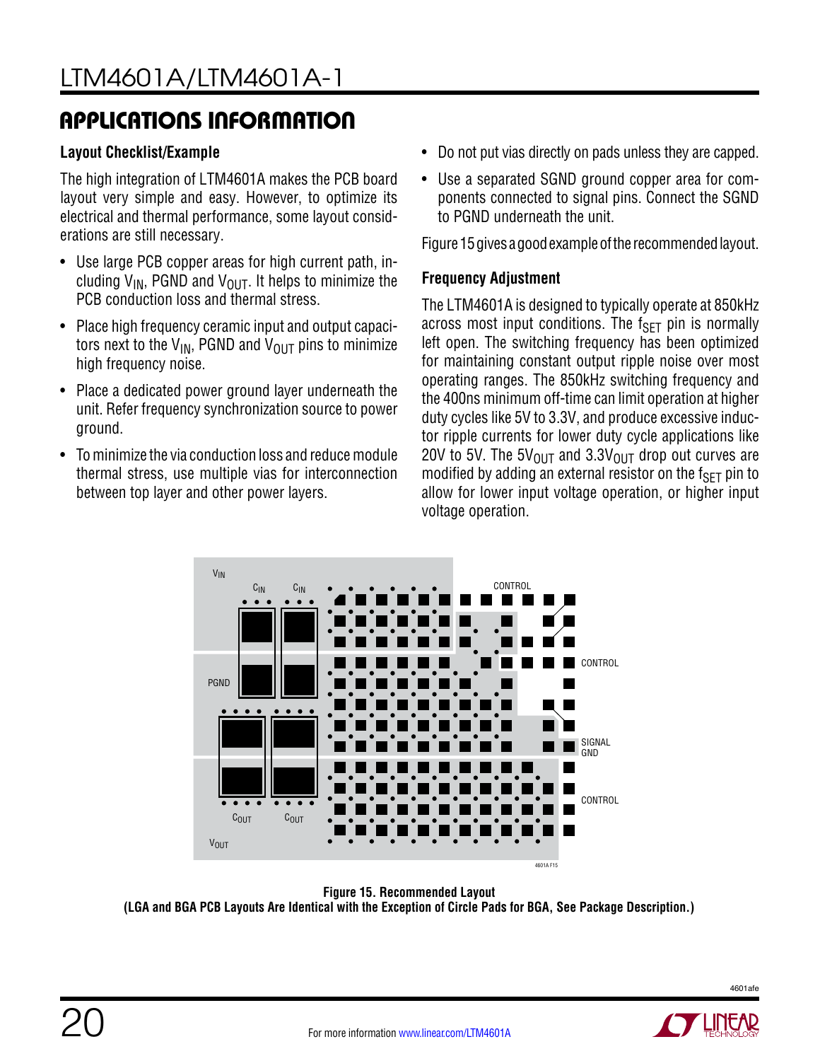## APPLICATIONS INFORMATION

### Layout Checklist/Example

The high integration of LTM4601A makes the PCB board layout very simple and easy. However, to optimize its electrical and thermal performance, some layout considerations are still necessary.

- Use large PCB copper areas for high current path, including $V_{IN}$, PGND and $V_{OUT}$. It helps to minimize the PCB conduction loss and thermal stress.
- Place high frequency ceramic input and output capacitors next to the $V_{IN}$, PGND and $V_{OUT}$ pins to minimize high frequency noise.
- Place a dedicated power ground layer underneath the unit. Refer frequency synchronization source to power ground.
- To minimize the via conduction loss and reduce module thermal stress, use multiple vias for interconnection between top layer and other power layers.
- Do not put vias directly on pads unless they are capped.
- Use a separated SGND ground copper area for components connected to signal pins. Connect the SGND to PGND underneath the unit.

Figure 15 gives a good example of the recommended layout.

### Frequency Adjustment

The LTM4601A is designed to typically operate at 850kHz across most input conditions. The $f_{SET}$ pin is normally left open. The switching frequency has been optimized for maintaining constant output ripple noise over most operating ranges. The 850kHz switching frequency and the 400ns minimum off-time can limit operation at higher duty cycles like 5V to 3.3V, and produce excessive inductor ripple currents for lower duty cycle applications like 20V to 5V. The $5V_{OUT}$ and $3.3V_{OUT}$ drop out curves are modified by adding an external resistor on the $f_{SET}$ pin to allow for lower input voltage operation, or higher input voltage operation.

**Figure 15. Recommended Layout**
**(LGA and BGA PCB Layouts Are Identical with the Exception of Circle Pads for BGA, See Package Description.)**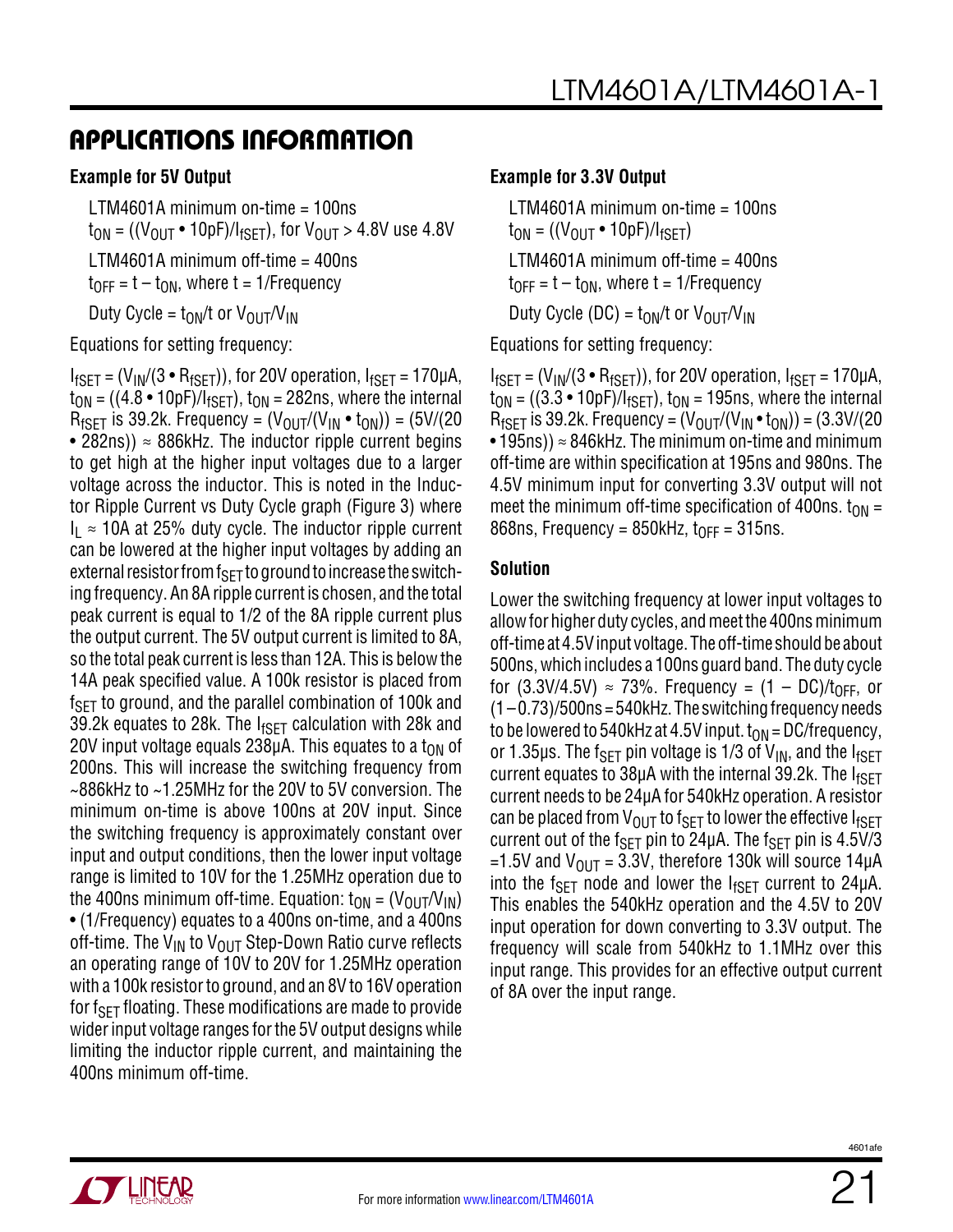## APPLICATIONS INFORMATION

### Example for 5V Output

LTM4601A minimum on-time = 100ns

$t_{ON} = ((V_{OUT} \cdot 10pF)/I_{fSET})$, for $V_{OUT} > 4.8V$ use 4.8V

LTM4601A minimum off-time = 400ns

$t_{OFF} = t - t_{ON}$, where t = 1/Frequency

Duty Cycle = $t_{ON}/t$ or $V_{OUT}/V_{IN}$

Equations for setting frequency:

$I_{fSET} = (V_{IN}/(3 \cdot R_{fSET}))$, for 20V operation, $I_{fSET}$ = 170µA, $t_{ON} = ((4.8 \cdot 10pF)/I_{fSET})$, $t_{ON}$ = 282ns, where the internal $R_{fSET}$ is 39.2k. Frequency = $(V_{OUT}/(V_{IN} \cdot t_{ON}))$ = (5V/(20 • 282ns)) ≈ 886kHz. The inductor ripple current begins to get high at the higher input voltages due to a larger voltage across the inductor. This is noted in the Inductor Ripple Current vs Duty Cycle graph (Figure 3) where $I_L$ ≈ 10A at 25% duty cycle. The inductor ripple current can be lowered at the higher input voltages by adding an external resistor from $f_{SET}$ to ground to increase the switching frequency. An 8A ripple current is chosen, and the total peak current is equal to 1/2 of the 8A ripple current plus the output current. The 5V output current is limited to 8A, so the total peak current is less than 12A. This is below the 14A peak specified value. A 100k resistor is placed from $f_{SET}$ to ground, and the parallel combination of 100k and 39.2k equates to 28k. The $I_{fSET}$ calculation with 28k and 20V input voltage equals 238µA. This equates to a $t_{ON}$ of 200ns. This will increase the switching frequency from ~886kHz to ~1.25MHz for the 20V to 5V conversion. The minimum on-time is above 100ns at 20V input. Since the switching frequency is approximately constant over input and output conditions, then the lower input voltage range is limited to 10V for the 1.25MHz operation due to the 400ns minimum off-time. Equation: $t_{ON} = (V_{OUT}/V_{IN}) \cdot (1/\text{Frequency})$ equates to a 400ns on-time, and a 400ns off-time. The $V_{IN}$ to $V_{OUT}$ Step-Down Ratio curve reflects an operating range of 10V to 20V for 1.25MHz operation with a 100k resistor to ground, and an 8V to 16V operation for $f_{SET}$ floating. These modifications are made to provide wider input voltage ranges for the 5V output designs while limiting the inductor ripple current, and maintaining the 400ns minimum off-time.

### Example for 3.3V Output

LTM4601A minimum on-time = 100ns

$t_{ON} = ((V_{OUT} \cdot 10pF)/I_{fSET})$

LTM4601A minimum off-time = 400ns

$t_{OFF} = t - t_{ON}$, where t = 1/Frequency

Duty Cycle (DC) = $t_{ON}/t$ or $V_{OUT}/V_{IN}$

Equations for setting frequency:

$I_{fSET} = (V_{IN}/(3 \cdot R_{fSET}))$, for 20V operation, $I_{fSET}$ = 170µA, $t_{ON} = ((3.3 \cdot 10pF)/I_{fSET})$, $t_{ON}$ = 195ns, where the internal $R_{fSET}$ is 39.2k. Frequency = $(V_{OUT}/(V_{IN} \cdot t_{ON}))$ = (3.3V/(20 • 195ns)) ≈ 846kHz. The minimum on-time and minimum off-time are within specification at 195ns and 980ns. The 4.5V minimum input for converting 3.3V output will not meet the minimum off-time specification of 400ns. $t_{ON}$ = 868ns, Frequency = 850kHz, $t_{OFF}$ = 315ns.

### Solution

Lower the switching frequency at lower input voltages to allow for higher duty cycles, and meet the 400ns minimum off-time at 4.5V input voltage. The off-time should be about 500ns, which includes a 100ns guard band. The duty cycle for (3.3V/4.5V) ≈ 73%. Frequency = $(1 - DC)/t_{OFF}$, or (1 – 0.73)/500ns = 540kHz. The switching frequency needs to be lowered to 540kHz at 4.5V input. $t_{ON}$ = DC/frequency, or 1.35µs. The $f_{SET}$ pin voltage is 1/3 of $V_{IN}$, and the $I_{fSET}$ current equates to 38µA with the internal 39.2k. The $I_{fSET}$ current needs to be 24µA for 540kHz operation. A resistor can be placed from $V_{OUT}$ to $f_{SET}$ to lower the effective $I_{fSET}$ current out of the $f_{SET}$ pin to 24µA. The $f_{SET}$ pin is 4.5V/3 =1.5V and $V_{OUT}$ = 3.3V, therefore 130k will source 14µA into the $f_{SET}$ node and lower the $I_{fSET}$ current to 24µA. This enables the 540kHz operation and the 4.5V to 20V input operation for down converting to 3.3V output. The frequency will scale from 540kHz to 1.1MHz over this input range. This provides for an effective output current of 8A over the input range.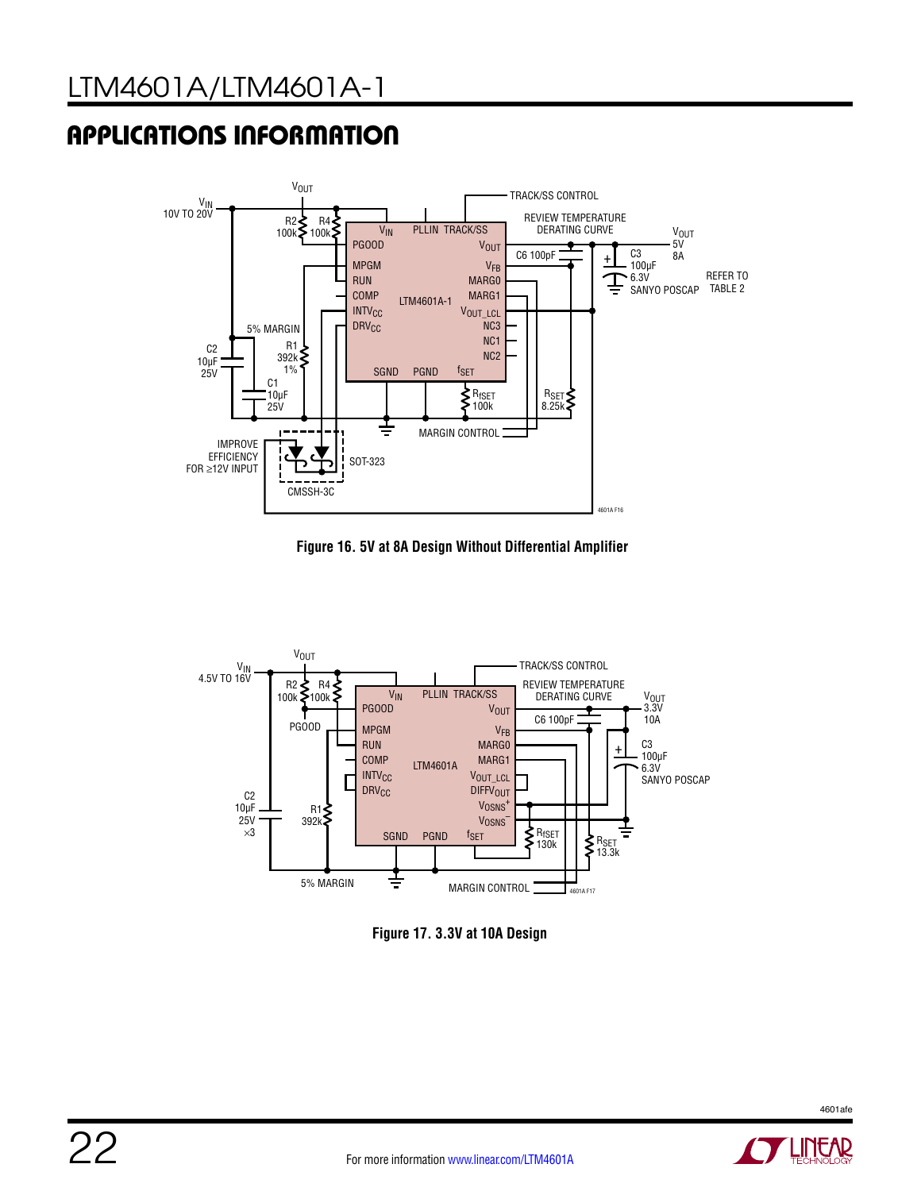## APPLICATIONS INFORMATION

**Figure 16. 5V at 8A Design Without Differential Amplifier**

**Figure 17. 3.3V at 10A Design**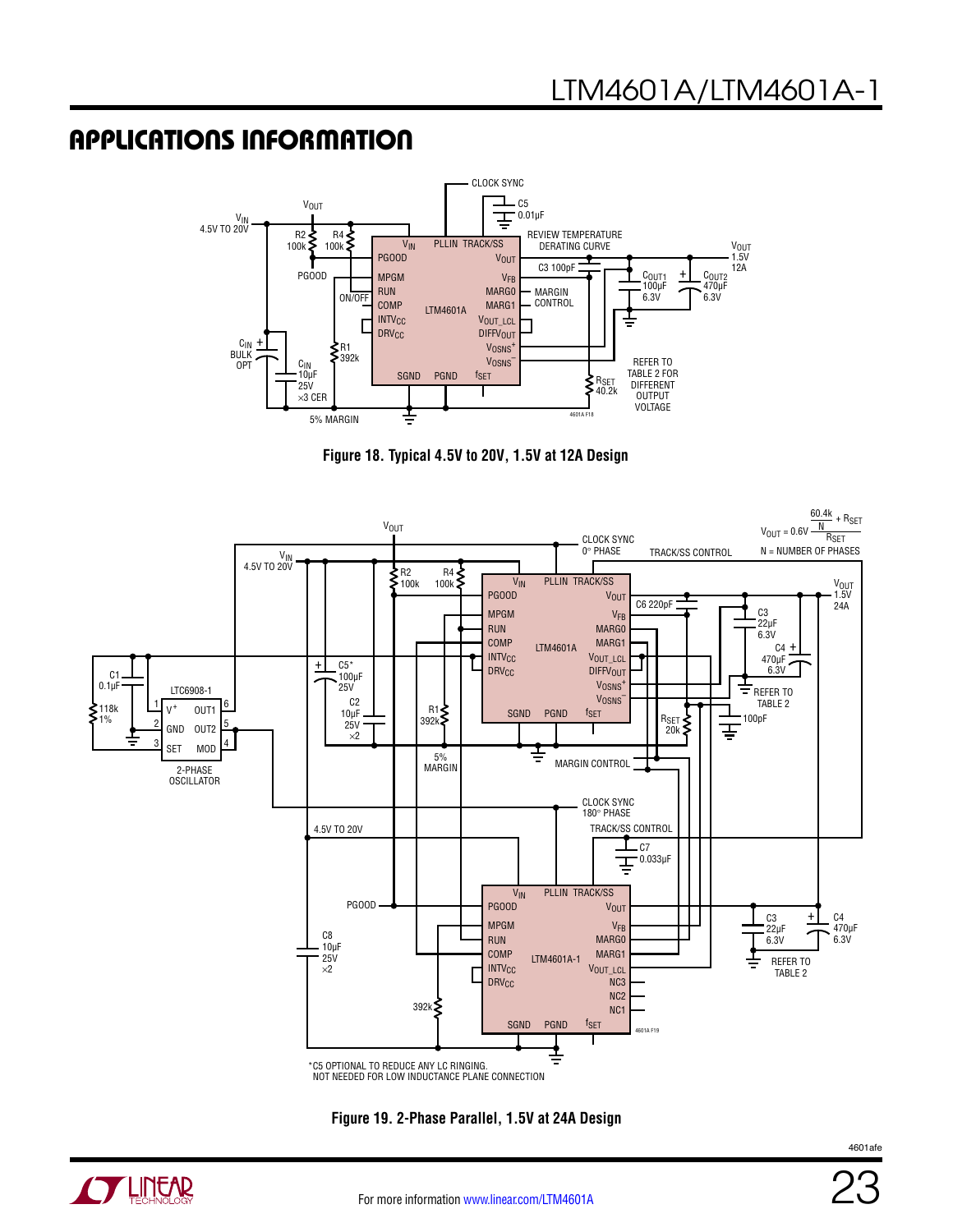## APPLICATIONS INFORMATION

Figure 18. Typical 4.5V to 20V, 1.5V at 12A Design

Figure 19. 2-Phase Parallel, 1.5V at 24A Design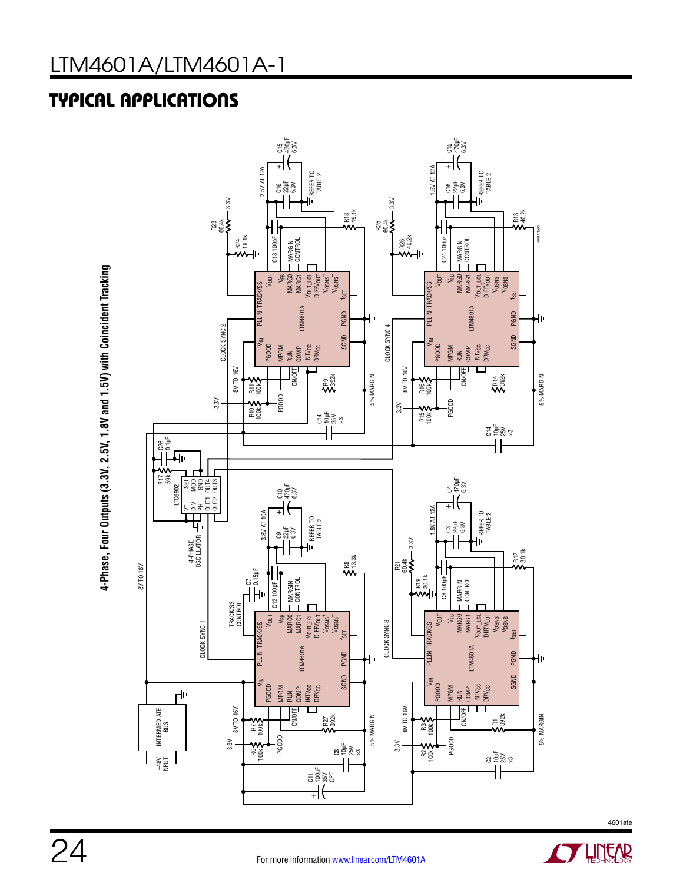## TYPICAL APPLICATIONS

**4-Phase, Four Outputs (3.3V, 2.5V, 1.8V and 1.5V) with Coincident Tracking**

−48V INPUT
INTERMEDIATE BUS
8V TO 16V
4-PHASE OSCILLATOR
LTC6902
V+ DIV PH OUT1 OUT2 SET MOD GND OUT4 OUT3
R17 59k
C26 0.1µF
CLOCK SYNC 1
CLOCK SYNC 2
CLOCK SYNC 3
CLOCK SYNC 4
TRACK/SS CONTROL
C7 0.15µF
3.3V AT 10A
2.5V AT 12A
1.8V AT 12A
1.5V AT 12A
LTM4601A
VIN PGOOD MPGM RUN COMP INTVCC DRVCC SGND PGND PLLIN TRACK/SS VOUT VFB MARG0 MARG1 VOUT_LCL DIFFVOUT VOSNS+ VOSNS− fSET
MARGIN CONTROL
REFER TO TABLE 2
5% MARGIN
ON/OFF
PGOOD
R6 100k, R7 100k, R27 392k, R8 13.3k, C8 10µF 25V ×3, C11 100µF 35V OPT, C12 100pF, C9 22µF 6.3V, C10 470µF 6.3V
R10 100k, R11 100k, R9 392k, R18 19.1k, R23 60.4k, R24 19.1k, C14 10µF 25V ×3, C18 100pF, C16 22µF 6.3V, C15 470µF 6.3V
R2 100k, R3 100k, R1 392k, R12 30.1k, R21 60.4k, R19 30.1k, C2 10µF 25V ×3, C8 100pF, C3 22µF 6.3V, C4 470µF 6.3V
R15 100k, R16 100k, R14 392k, R13 40.2k, R25 60.4k, R26 40.2k, C14 10µF 25V ×3, C24 100pF, C16 22µF 6.3V, C15 470µF 6.3V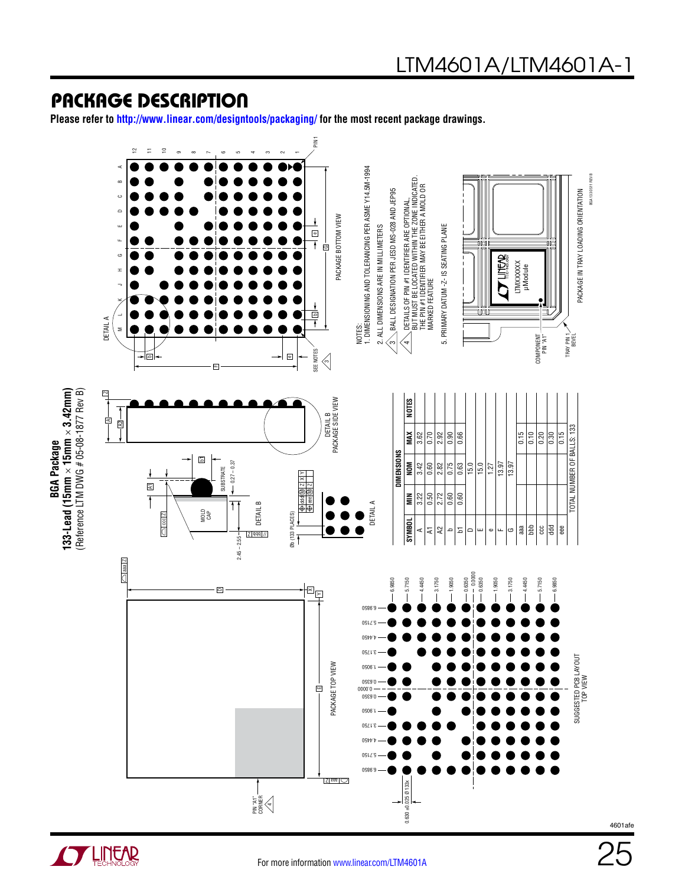## PACKAGE DESCRIPTION

**Please refer to http://www.linear.com/designtools/packaging/ for the most recent package drawings.**

**BGA Package**
**133-Lead (15mm × 15mm × 3.42mm)**
(Reference LTM DWG # 05-08-1877 Rev B)

NOTES:

1. DIMENSIONING AND TOLERANCING PER ASME Y14.5M-1994
2. ALL DIMENSIONS ARE IN MILLIMETERS
3. BALL DESIGNATION PER JESD MS-028 AND JEP95
4. DETAILS OF PIN #1 IDENTIFIER ARE OPTIONAL, BUT MUST BE LOCATED WITHIN THE ZONE INDICATED. THE PIN #1 IDENTIFIER MAY BE EITHER A MOLD OR MARKED FEATURE
5. PRIMARY DATUM -Z- IS SEATING PLANE

| SYMBOL | MIN | NOM | MAX | NOTES |
|---|---|---|---|---|
| A | 3.22 | 3.42 | 3.62 | |
| A1 | 0.50 | 0.60 | 0.70 | |
| A2 | 2.72 | 2.82 | 2.92 | |
| b | 0.60 | 0.75 | 0.90 | |
| b1 | 0.60 | 0.63 | 0.66 | |
| D | | 15.0 | | |
| E | | 15.0 | | |
| e | | 1.27 | | |
| F | | 13.97 | | |
| G | | 13.97 | | |
| aaa | | | 0.15 | |
| bbb | | | 0.10 | |
| ccc | | | 0.20 | |
| ddd | | | 0.30 | |
| eee | | | 0.15 | |

TOTAL NUMBER OF BALLS: 133

PACKAGE TOP VIEW

PACKAGE BOTTOM VIEW

PACKAGE SIDE VIEW

DETAIL A

DETAIL B

SUGGESTED PCB LAYOUT TOP VIEW

PACKAGE IN TRAY LOADING ORIENTATION

BGA 1209 REV B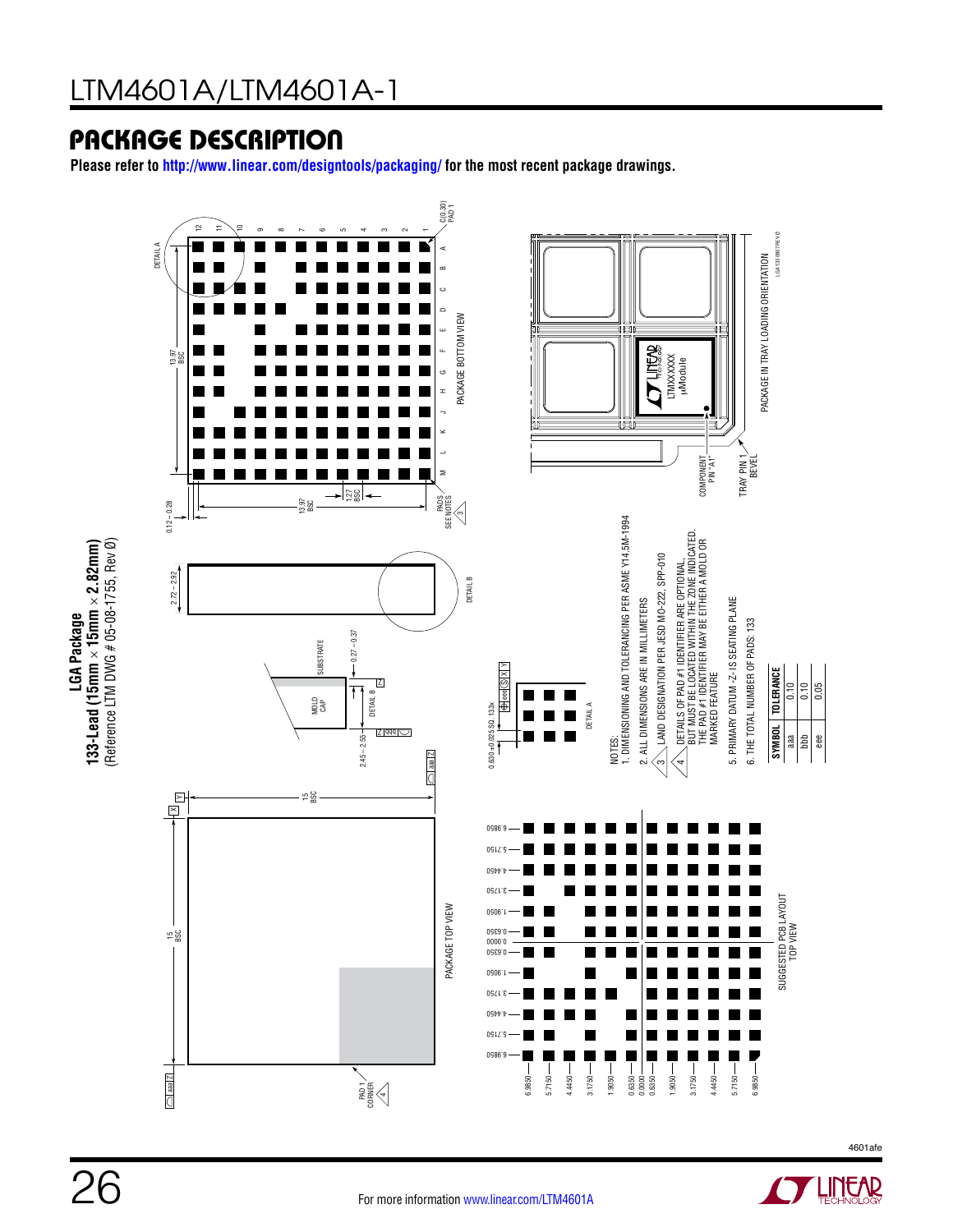## PACKAGE DESCRIPTION

**Please refer to http://www.linear.com/designtools/packaging/ for the most recent package drawings.**

**LGA Package**
**133-Lead (15mm × 15mm × 2.82mm)**
(Reference LTM DWG # 05-08-1755, Rev Ø)

PACKAGE TOP VIEW

PAD 1 CORNER 4

15 BSC

15 BSC

aaa Z

X Y

MOLD CAP

SUBSTRATE

DETAIL B

2.72 – 2.92

0.27 – 0.37

2.45 – 2.55

bbb Z

PACKAGE BOTTOM VIEW

DETAIL A

C(0.30) PAD 1

13.97 BSC

13.97 BSC

1.27 BSC

0.12 – 0.28

PADS SEE NOTES 3

0.630 ±0.025 SQ. 133x

eee S X Y

SUGGESTED PCB LAYOUT TOP VIEW

6.9850, 5.7150, 4.4450, 3.1750, 1.9050, 0.6350, 0.0000, 0.6350, 1.9050, 3.1750, 4.4450, 5.7150, 6.9850

PACKAGE IN TRAY LOADING ORIENTATION

COMPONENT PIN "A1"

TRAY PIN 1 BEVEL

LTMXXXXXX µModule

LGA 133 0807 REV Ø

NOTES:

1. DIMENSIONING AND TOLERANCING PER ASME Y14.5M-1994
2. ALL DIMENSIONS ARE IN MILLIMETERS
3. LAND DESIGNATION PER JESD MO-222, SPP-010
4. DETAILS OF PAD #1 IDENTIFIER ARE OPTIONAL, BUT MUST BE LOCATED WITHIN THE ZONE INDICATED. THE PAD #1 IDENTIFIER MAY BE EITHER A MOLD OR MARKED FEATURE
5. PRIMARY DATUM -Z- IS SEATING PLANE
6. THE TOTAL NUMBER OF PADS: 133

| SYMBOL | TOLERANCE |
|---|---|
| aaa | 0.10 |
| bbb | 0.10 |
| eee | 0.05 |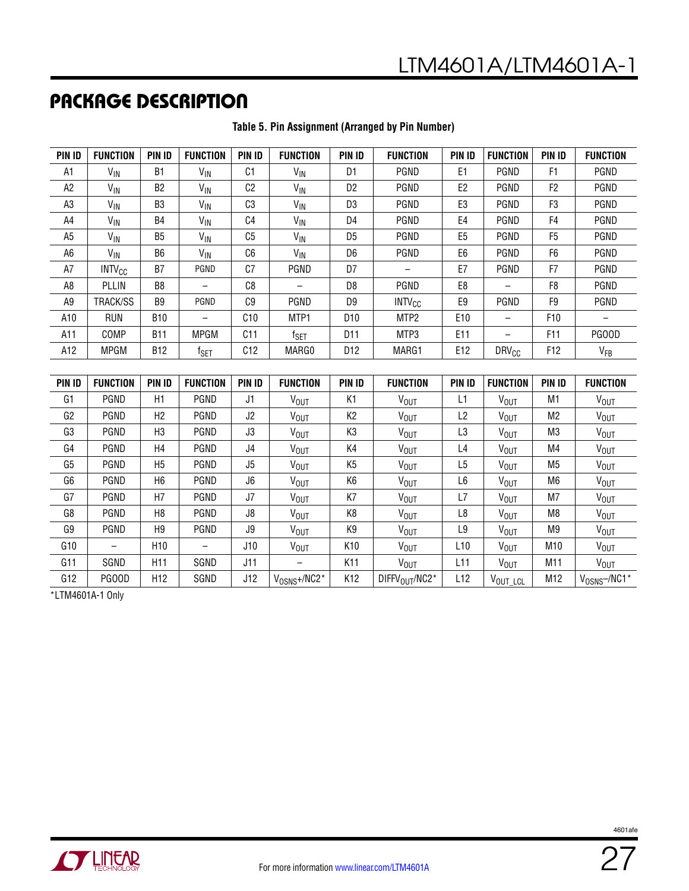## PACKAGE DESCRIPTION

**Table 5. Pin Assignment (Arranged by Pin Number)**

| PIN ID | FUNCTION | PIN ID | FUNCTION | PIN ID | FUNCTION | PIN ID | FUNCTION | PIN ID | FUNCTION | PIN ID | FUNCTION |
|---|---|---|---|---|---|---|---|---|---|---|---|
| A1 | $V_{IN}$ | B1 | $V_{IN}$ | C1 | $V_{IN}$ | D1 | PGND | E1 | PGND | F1 | PGND |
| A2 | $V_{IN}$ | B2 | $V_{IN}$ | C2 | $V_{IN}$ | D2 | PGND | E2 | PGND | F2 | PGND |
| A3 | $V_{IN}$ | B3 | $V_{IN}$ | C3 | $V_{IN}$ | D3 | PGND | E3 | PGND | F3 | PGND |
| A4 | $V_{IN}$ | B4 | $V_{IN}$ | C4 | $V_{IN}$ | D4 | PGND | E4 | PGND | F4 | PGND |
| A5 | $V_{IN}$ | B5 | $V_{IN}$ | C5 | $V_{IN}$ | D5 | PGND | E5 | PGND | F5 | PGND |
| A6 | $V_{IN}$ | B6 | $V_{IN}$ | C6 | $V_{IN}$ | D6 | PGND | E6 | PGND | F6 | PGND |
| A7 | $INTV_{CC}$ | B7 | PGND | C7 | PGND | D7 | – | E7 | PGND | F7 | PGND |
| A8 | PLLIN | B8 | – | C8 | – | D8 | PGND | E8 | – | F8 | PGND |
| A9 | TRACK/SS | B9 | PGND | C9 | PGND | D9 | $INTV_{CC}$ | E9 | PGND | F9 | PGND |
| A10 | RUN | B10 | – | C10 | MTP1 | D10 | MTP2 | E10 | – | F10 | – |
| A11 | COMP | B11 | MPGM | C11 | $f_{SET}$ | D11 | MTP3 | E11 | – | F11 | PGOOD |
| A12 | MPGM | B12 | $f_{SET}$ | C12 | MARG0 | D12 | MARG1 | E12 | $DRV_{CC}$ | F12 | $V_{FB}$ |

| PIN ID | FUNCTION | PIN ID | FUNCTION | PIN ID | FUNCTION | PIN ID | FUNCTION | PIN ID | FUNCTION | PIN ID | FUNCTION |
|---|---|---|---|---|---|---|---|---|---|---|---|
| G1 | PGND | H1 | PGND | J1 | $V_{OUT}$ | K1 | $V_{OUT}$ | L1 | $V_{OUT}$ | M1 | $V_{OUT}$ |
| G2 | PGND | H2 | PGND | J2 | $V_{OUT}$ | K2 | $V_{OUT}$ | L2 | $V_{OUT}$ | M2 | $V_{OUT}$ |
| G3 | PGND | H3 | PGND | J3 | $V_{OUT}$ | K3 | $V_{OUT}$ | L3 | $V_{OUT}$ | M3 | $V_{OUT}$ |
| G4 | PGND | H4 | PGND | J4 | $V_{OUT}$ | K4 | $V_{OUT}$ | L4 | $V_{OUT}$ | M4 | $V_{OUT}$ |
| G5 | PGND | H5 | PGND | J5 | $V_{OUT}$ | K5 | $V_{OUT}$ | L5 | $V_{OUT}$ | M5 | $V_{OUT}$ |
| G6 | PGND | H6 | PGND | J6 | $V_{OUT}$ | K6 | $V_{OUT}$ | L6 | $V_{OUT}$ | M6 | $V_{OUT}$ |
| G7 | PGND | H7 | PGND | J7 | $V_{OUT}$ | K7 | $V_{OUT}$ | L7 | $V_{OUT}$ | M7 | $V_{OUT}$ |
| G8 | PGND | H8 | PGND | J8 | $V_{OUT}$ | K8 | $V_{OUT}$ | L8 | $V_{OUT}$ | M8 | $V_{OUT}$ |
| G9 | PGND | H9 | PGND | J9 | $V_{OUT}$ | K9 | $V_{OUT}$ | L9 | $V_{OUT}$ | M9 | $V_{OUT}$ |
| G10 | – | H10 | – | J10 | $V_{OUT}$ | K10 | $V_{OUT}$ | L10 | $V_{OUT}$ | M10 | $V_{OUT}$ |
| G11 | SGND | H11 | SGND | J11 | – | K11 | $V_{OUT}$ | L11 | $V_{OUT}$ | M11 | $V_{OUT}$ |
| G12 | PGOOD | H12 | SGND | J12 | $V_{OSNS}$+/NC2* | K12 | $DIFFV_{OUT}$/NC2* | L12 | $V_{OUT\_LCL}$ | M12 | $V_{OSNS}$–/NC1* |

*LTM4601A-1 Only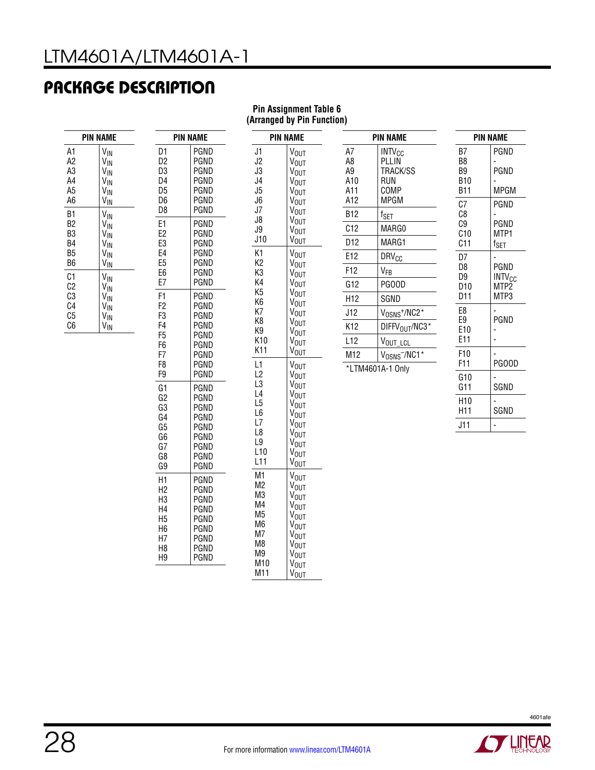# PACKAGE DESCRIPTION

**Pin Assignment Table 6 (Arranged by Pin Function)**

| PIN | NAME |
|---|---|
| A1 | $V_{IN}$ |
| A2 | $V_{IN}$ |
| A3 | $V_{IN}$ |
| A4 | $V_{IN}$ |
| A5 | $V_{IN}$ |
| A6 | $V_{IN}$ |
| B1 | $V_{IN}$ |
| B2 | $V_{IN}$ |
| B3 | $V_{IN}$ |
| B4 | $V_{IN}$ |
| B5 | $V_{IN}$ |
| B6 | $V_{IN}$ |
| C1 | $V_{IN}$ |
| C2 | $V_{IN}$ |
| C3 | $V_{IN}$ |
| C4 | $V_{IN}$ |
| C5 | $V_{IN}$ |
| C6 | $V_{IN}$ |

| PIN | NAME |
|---|---|
| D1 | PGND |
| D2 | PGND |
| D3 | PGND |
| D4 | PGND |
| D5 | PGND |
| D6 | PGND |
| D8 | PGND |
| E1 | PGND |
| E2 | PGND |
| E3 | PGND |
| E4 | PGND |
| E5 | PGND |
| E6 | PGND |
| E7 | PGND |
| F1 | PGND |
| F2 | PGND |
| F3 | PGND |
| F4 | PGND |
| F5 | PGND |
| F6 | PGND |
| F7 | PGND |
| F8 | PGND |
| F9 | PGND |
| G1 | PGND |
| G2 | PGND |
| G3 | PGND |
| G4 | PGND |
| G5 | PGND |
| G6 | PGND |
| G7 | PGND |
| G8 | PGND |
| G9 | PGND |
| H1 | PGND |
| H2 | PGND |
| H3 | PGND |
| H4 | PGND |
| H5 | PGND |
| H6 | PGND |
| H7 | PGND |
| H8 | PGND |
| H9 | PGND |

| PIN | NAME |
|---|---|
| J1 | $V_{OUT}$ |
| J2 | $V_{OUT}$ |
| J3 | $V_{OUT}$ |
| J4 | $V_{OUT}$ |
| J5 | $V_{OUT}$ |
| J6 | $V_{OUT}$ |
| J7 | $V_{OUT}$ |
| J8 | $V_{OUT}$ |
| J9 | $V_{OUT}$ |
| J10 | $V_{OUT}$ |
| K1 | $V_{OUT}$ |
| K2 | $V_{OUT}$ |
| K3 | $V_{OUT}$ |
| K4 | $V_{OUT}$ |
| K5 | $V_{OUT}$ |
| K6 | $V_{OUT}$ |
| K7 | $V_{OUT}$ |
| K8 | $V_{OUT}$ |
| K9 | $V_{OUT}$ |
| K10 | $V_{OUT}$ |
| K11 | $V_{OUT}$ |
| L1 | $V_{OUT}$ |
| L2 | $V_{OUT}$ |
| L3 | $V_{OUT}$ |
| L4 | $V_{OUT}$ |
| L5 | $V_{OUT}$ |
| L6 | $V_{OUT}$ |
| L7 | $V_{OUT}$ |
| L8 | $V_{OUT}$ |
| L9 | $V_{OUT}$ |
| L10 | $V_{OUT}$ |
| L11 | $V_{OUT}$ |
| M1 | $V_{OUT}$ |
| M2 | $V_{OUT}$ |
| M3 | $V_{OUT}$ |
| M4 | $V_{OUT}$ |
| M5 | $V_{OUT}$ |
| M6 | $V_{OUT}$ |
| M7 | $V_{OUT}$ |
| M8 | $V_{OUT}$ |
| M9 | $V_{OUT}$ |
| M10 | $V_{OUT}$ |
| M11 | $V_{OUT}$ |

| PIN | NAME |
|---|---|
| A7 | $INTV_{CC}$ |
| A8 | PLLIN |
| A9 | TRACK/SS |
| A10 | RUN |
| A11 | COMP |
| A12 | MPGM |
| B12 | $f_{SET}$ |
| C12 | MARG0 |
| D12 | MARG1 |
| E12 | $DRV_{CC}$ |
| F12 | $V_{FB}$ |
| G12 | PGOOD |
| H12 | SGND |
| J12 | $V_{OSNS}^{+}$/NC2* |
| K12 | $DIFFV_{OUT}$/NC3* |
| L12 | $V_{OUT\_LCL}$ |
| M12 | $V_{OSNS}^{-}$/NC1* |

*LTM4601A-1 Only

| PIN | NAME |
|---|---|
| B7 | PGND |
| B8 | - |
| B9 | PGND |
| B10 | - |
| B11 | MPGM |
| C7 | PGND |
| C8 | - |
| C9 | PGND |
| C10 | MTP1 |
| C11 | $f_{SET}$ |
| D7 | - |
| D8 | PGND |
| D9 | $INTV_{CC}$ |
| D10 | MTP2 |
| D11 | MTP3 |
| E8 | - |
| E9 | PGND |
| E10 | - |
| E11 | - |
| F10 | - |
| F11 | PGOOD |
| G10 | - |
| G11 | SGND |
| H10 | - |
| H11 | SGND |
| J11 | - |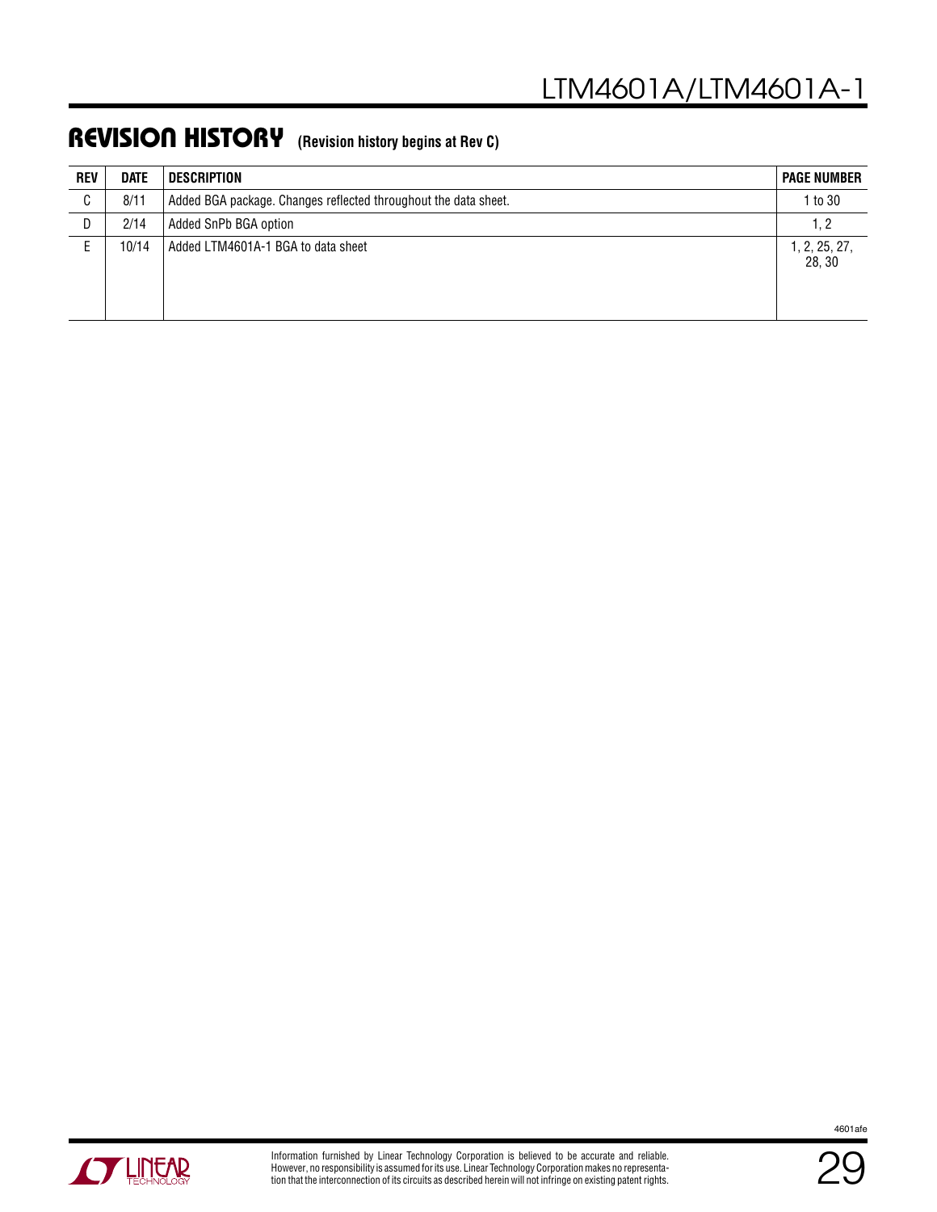## REVISION HISTORY (Revision history begins at Rev C)

| REV | DATE | DESCRIPTION | PAGE NUMBER |
|---|---|---|---|
| C | 8/11 | Added BGA package. Changes reflected throughout the data sheet. | 1 to 30 |
| D | 2/14 | Added SnPb BGA option | 1, 2 |
| E | 10/14 | Added LTM4601A-1 BGA to data sheet | 1, 2, 25, 27, 28, 30 |

Information furnished by Linear Technology Corporation is believed to be accurate and reliable. However, no responsibility is assumed for its use. Linear Technology Corporation makes no representation that the interconnection of its circuits as described herein will not infringe on existing patent rights.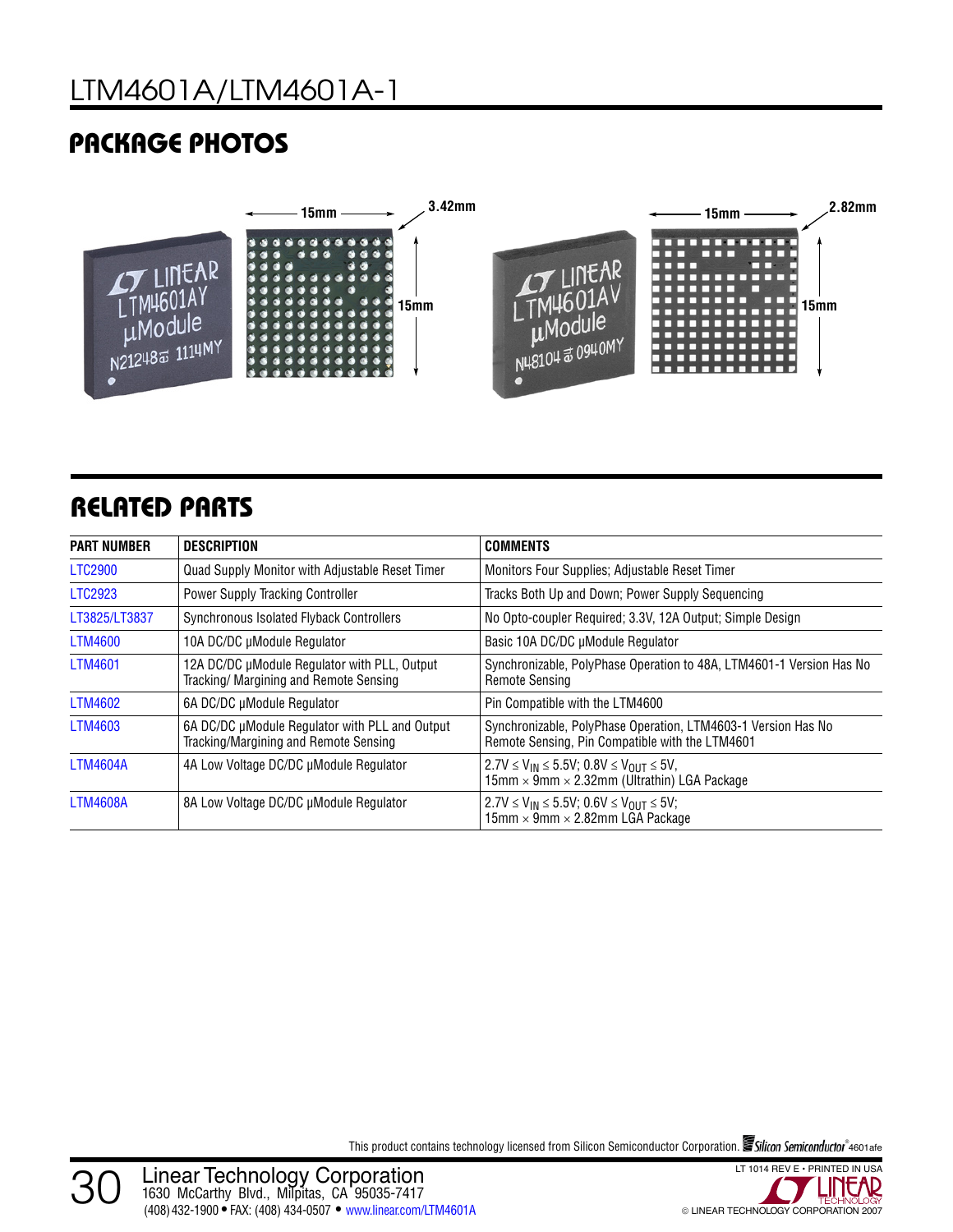## PACKAGE PHOTOS

15mm
3.42mm
15mm

LINEAR
LTM4601AY
µModule
N21248 1114MY

15mm
2.82mm
15mm

LINEAR
LTM4601AV
µModule
N48104 0940MY

## RELATED PARTS

| PART NUMBER | DESCRIPTION | COMMENTS |
|---|---|---|
| LTC2900 | Quad Supply Monitor with Adjustable Reset Timer | Monitors Four Supplies; Adjustable Reset Timer |
| LTC2923 | Power Supply Tracking Controller | Tracks Both Up and Down; Power Supply Sequencing |
| LT3825/LT3837 | Synchronous Isolated Flyback Controllers | No Opto-coupler Required; 3.3V, 12A Output; Simple Design |
| LTM4600 | 10A DC/DC µModule Regulator | Basic 10A DC/DC µModule Regulator |
| LTM4601 | 12A DC/DC µModule Regulator with PLL, Output Tracking/ Margining and Remote Sensing | Synchronizable, PolyPhase Operation to 48A, LTM4601-1 Version Has No Remote Sensing |
| LTM4602 | 6A DC/DC µModule Regulator | Pin Compatible with the LTM4600 |
| LTM4603 | 6A DC/DC µModule Regulator with PLL and Output Tracking/Margining and Remote Sensing | Synchronizable, PolyPhase Operation, LTM4603-1 Version Has No Remote Sensing, Pin Compatible with the LTM4601 |
| LTM4604A | 4A Low Voltage DC/DC µModule Regulator | $2.7V \le V_{IN} \le 5.5V$; $0.8V \le V_{OUT} \le 5V$, 15mm × 9mm × 2.32mm (Ultrathin) LGA Package |
| LTM4608A | 8A Low Voltage DC/DC µModule Regulator | $2.7V \le V_{IN} \le 5.5V$; $0.6V \le V_{OUT} \le 5V$; 15mm × 9mm × 2.82mm LGA Package |

This product contains technology licensed from Silicon Semiconductor Corporation. Silicon Semiconductor® 4601afe

Linear Technology Corporation
1630 McCarthy Blvd., Milpitas, CA 95035-7417
(408) 432-1900 • FAX: (408) 434-0507 • www.linear.com/LTM4601A

LT 1014 REV E • PRINTED IN USA
© LINEAR TECHNOLOGY CORPORATION 2007